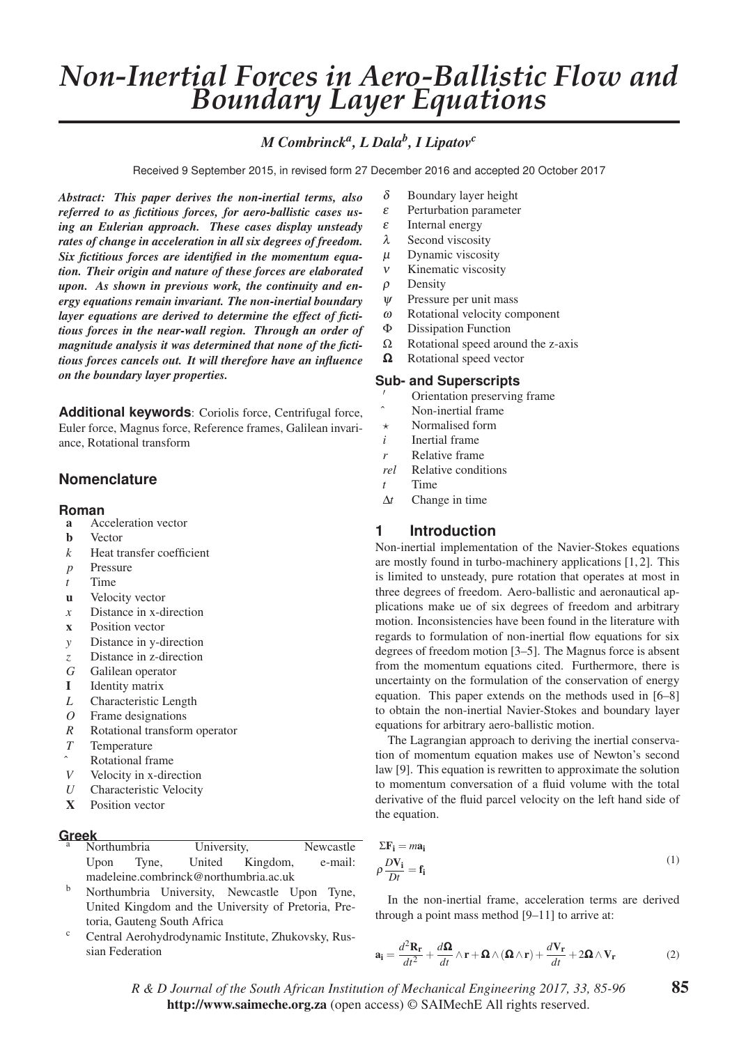# Non-Inertial Forces in Aero-Ballistic Flow and Boundary Layer Equations

### M Combrinck[a], L Dala[b], I Lipatov[c]

Received 9 September 2015, in revised form 27 December 2016 and accepted 20 October 2017

***Abstract: This paper derives the non-inertial terms, also referred to as fictitious forces, for aero-ballistic cases using an Eulerian approach. These cases display unsteady rates of change in acceleration in all six degrees of freedom. Six fictitious forces are identified in the momentum equation. Their origin and nature of these forces are elaborated upon. As shown in previous work, the continuity and energy equations remain invariant. The non-inertial boundary layer equations are derived to determine the effect of fictitious forces in the near-wall region. Through an order of magnitude analysis it was determined that none of the fictitious forces cancels out. It will therefore have an influence on the boundary layer properties.***

**Additional keywords**: Coriolis force, Centrifugal force, Euler force, Magnus force, Reference frames, Galilean invariance, Rotational transform

## Nomenclature

### Roman

- $\mathbf{a}$ Acceleration vector
- $\mathbf{b}$ Vector
- $k$ Heat transfer coefficient
- $p$ Pressure
- $t$ Time
- $\mathbf{u}$ Velocity vector
- $x$ Distance in x-direction
- $\mathbf{x}$ Position vector
- $y$ Distance in y-direction
- $z$ Distance in z-direction
- $G$ Galilean operator
- $\mathbf{I}$ Identity matrix
- $L$ Characteristic Length
- $O$ Frame designations
- $R$ Rotational transform operator
- $T$ Temperature
- $\hat{}$ Rotational frame
- $V$ Velocity in x-direction
- $U$ Characteristic Velocity
- $\mathbf{X}$ Position vector

### Greek

- $\delta$ Boundary layer height
- $\varepsilon$ Perturbation parameter
- $\varepsilon$ Internal energy
- $\lambda$ Second viscosity
- $\mu$ Dynamic viscosity
- $\nu$ Kinematic viscosity
- $\rho$ Density
- $\psi$ Pressure per unit mass
- $\omega$ Rotational velocity component
- $\Phi$ Dissipation Function
- $\Omega$ Rotational speed around the z-axis
- $\mathbf{\Omega}$ Rotational speed vector

### Sub- and Superscripts

- $'$ Orientation preserving frame
- $\hat{}$ Non-inertial frame
- $\star$ Normalised form
- $i$ Inertial frame
- $r$ Relative frame
- $rel$ Relative conditions
- $t$ Time
- $\Delta t$ Change in time

[a] Northumbria University, Newcastle Upon Tyne, United Kingdom, e-mail: madeleine.combrinck@northumbria.ac.uk

[b] Northumbria University, Newcastle Upon Tyne, United Kingdom and the University of Pretoria, Pretoria, Gauteng South Africa

[c] Central Aerohydrodynamic Institute, Zhukovsky, Russian Federation

## 1 Introduction

Non-inertial implementation of the Navier-Stokes equations are mostly found in turbo-machinery applications [1, 2]. This is limited to unsteady, pure rotation that operates at most in three degrees of freedom. Aero-ballistic and aeronautical applications make ue of six degrees of freedom and arbitrary motion. Inconsistencies have been found in the literature with regards to formulation of non-inertial flow equations for six degrees of freedom motion [3–5]. The Magnus force is absent from the momentum equations cited. Furthermore, there is uncertainty on the formulation of the conservation of energy equation. This paper extends on the methods used in [6–8] to obtain the non-inertial Navier-Stokes and boundary layer equations for arbitrary aero-ballistic motion.

The Lagrangian approach to deriving the inertial conservation of momentum equation makes use of Newton's second law [9]. This equation is rewritten to approximate the solution to momentum conversation of a fluid volume with the total derivative of the fluid parcel velocity on the left hand side of the equation.

$$
\begin{aligned}
\Sigma \mathbf{F_i} &= m\mathbf{a_i} \\
\rho \frac{D\mathbf{V_i}}{Dt} &= \mathbf{f_i}
\end{aligned}
\tag{1}
$$

In the non-inertial frame, acceleration terms are derived through a point mass method [9–11] to arrive at:

$$
\mathbf{a_i} = \frac{d^2\mathbf{R_r}}{dt^2} + \frac{d\mathbf{\Omega}}{dt} \wedge \mathbf{r} + \mathbf{\Omega} \wedge (\mathbf{\Omega} \wedge \mathbf{r}) + \frac{d\mathbf{V_r}}{dt} + 2\mathbf{\Omega} \wedge \mathbf{V_r}
\tag{2}
$$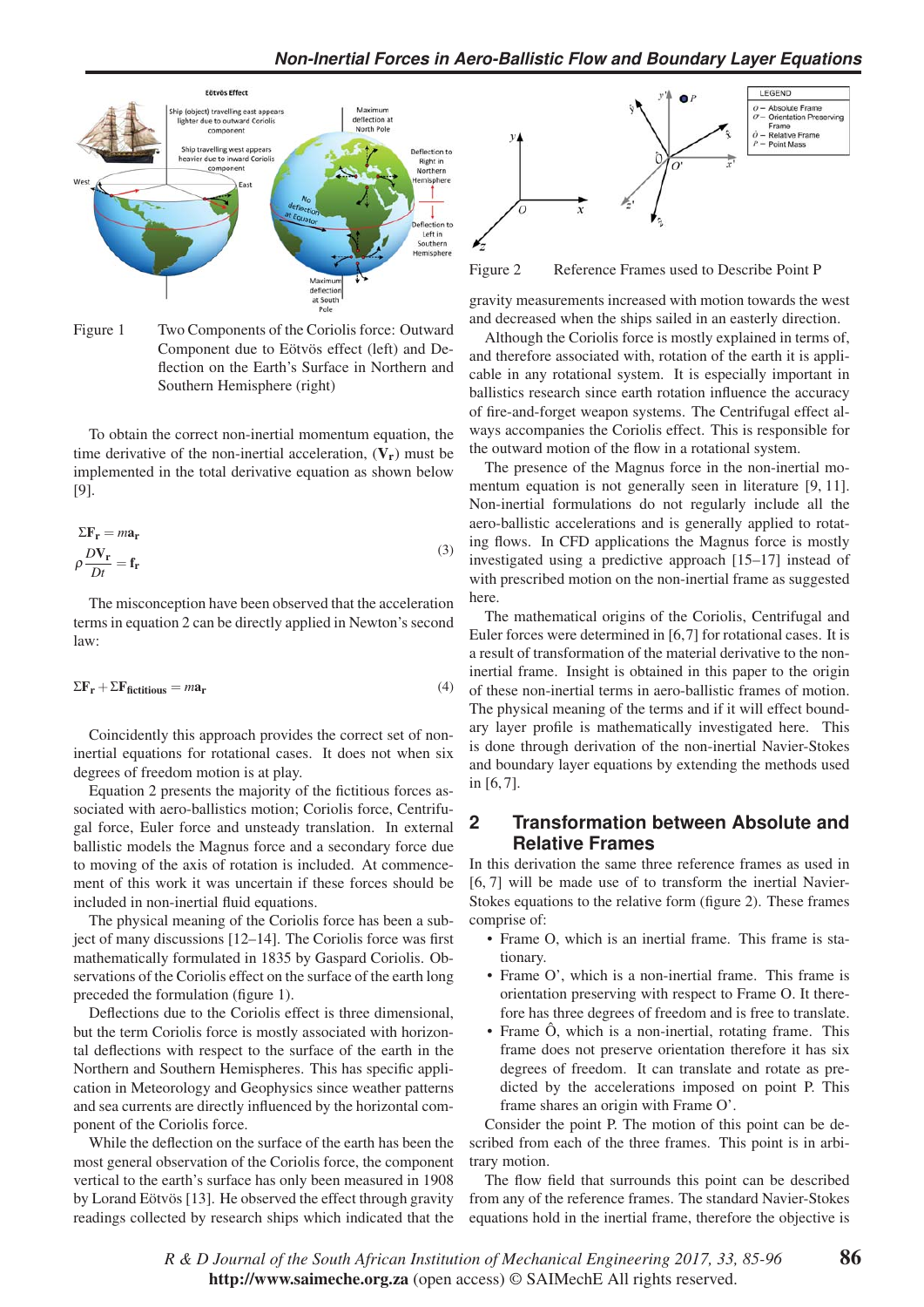Figure 1 Two Components of the Coriolis force: Outward Component due to Eötvös effect (left) and Deflection on the Earth's Surface in Northern and Southern Hemisphere (right)

To obtain the correct non-inertial momentum equation, the time derivative of the non-inertial acceleration, ($\mathbf{V_r}$) must be implemented in the total derivative equation as shown below [9].

$$\Sigma \mathbf{F_r} = m\mathbf{a_r}$$
$$\rho \frac{D\mathbf{V_r}}{Dt} = \mathbf{f_r} \tag{3}$$

The misconception have been observed that the acceleration terms in equation 2 can be directly applied in Newton's second law:

$$\Sigma \mathbf{F_r} + \Sigma \mathbf{F_{fictitious}} = m\mathbf{a_r} \tag{4}$$

Coincidently this approach provides the correct set of non-inertial equations for rotational cases. It does not when six degrees of freedom motion is at play.

Equation 2 presents the majority of the fictitious forces associated with aero-ballistics motion; Coriolis force, Centrifugal force, Euler force and unsteady translation. In external ballistic models the Magnus force and a secondary force due to moving of the axis of rotation is included. At commencement of this work it was uncertain if these forces should be included in non-inertial fluid equations.

The physical meaning of the Coriolis force has been a subject of many discussions [12–14]. The Coriolis force was first mathematically formulated in 1835 by Gaspard Coriolis. Observations of the Coriolis effect on the surface of the earth long preceded the formulation (figure 1).

Deflections due to the Coriolis effect is three dimensional, but the term Coriolis force is mostly associated with horizontal deflections with respect to the surface of the earth in the Northern and Southern Hemispheres. This has specific application in Meteorology and Geophysics since weather patterns and sea currents are directly influenced by the horizontal component of the Coriolis force.

While the deflection on the surface of the earth has been the most general observation of the Coriolis force, the component vertical to the earth's surface has only been measured in 1908 by Lorand Eötvös [13]. He observed the effect through gravity readings collected by research ships which indicated that the gravity measurements increased with motion towards the west and decreased when the ships sailed in an easterly direction.

Although the Coriolis force is mostly explained in terms of, and therefore associated with, rotation of the earth it is applicable in any rotational system. It is especially important in ballistics research since earth rotation influence the accuracy of fire-and-forget weapon systems. The Centrifugal effect always accompanies the Coriolis effect. This is responsible for the outward motion of the flow in a rotational system.

The presence of the Magnus force in the non-inertial momentum equation is not generally seen in literature [9, 11]. Non-inertial formulations do not regularly include all the aero-ballistic accelerations and is generally applied to rotating flows. In CFD applications the Magnus force is mostly investigated using a predictive approach [15–17] instead of with prescribed motion on the non-inertial frame as suggested here.

The mathematical origins of the Coriolis, Centrifugal and Euler forces were determined in [6,7] for rotational cases. It is a result of transformation of the material derivative to the non-inertial frame. Insight is obtained in this paper to the origin of these non-inertial terms in aero-ballistic frames of motion. The physical meaning of the terms and if it will effect boundary layer profile is mathematically investigated here. This is done through derivation of the non-inertial Navier-Stokes and boundary layer equations by extending the methods used in [6, 7].

Figure 2 Reference Frames used to Describe Point P

## 2 Transformation between Absolute and Relative Frames

In this derivation the same three reference frames as used in [6, 7] will be made use of to transform the inertial Navier-Stokes equations to the relative form (figure 2). These frames comprise of:

- Frame O, which is an inertial frame. This frame is stationary.
- Frame O', which is a non-inertial frame. This frame is orientation preserving with respect to Frame O. It therefore has three degrees of freedom and is free to translate.
- Frame Ô, which is a non-inertial, rotating frame. This frame does not preserve orientation therefore it has six degrees of freedom. It can translate and rotate as predicted by the accelerations imposed on point P. This frame shares an origin with Frame O'.

Consider the point P. The motion of this point can be described from each of the three frames. This point is in arbitrary motion.

The flow field that surrounds this point can be described from any of the reference frames. The standard Navier-Stokes equations hold in the inertial frame, therefore the objective is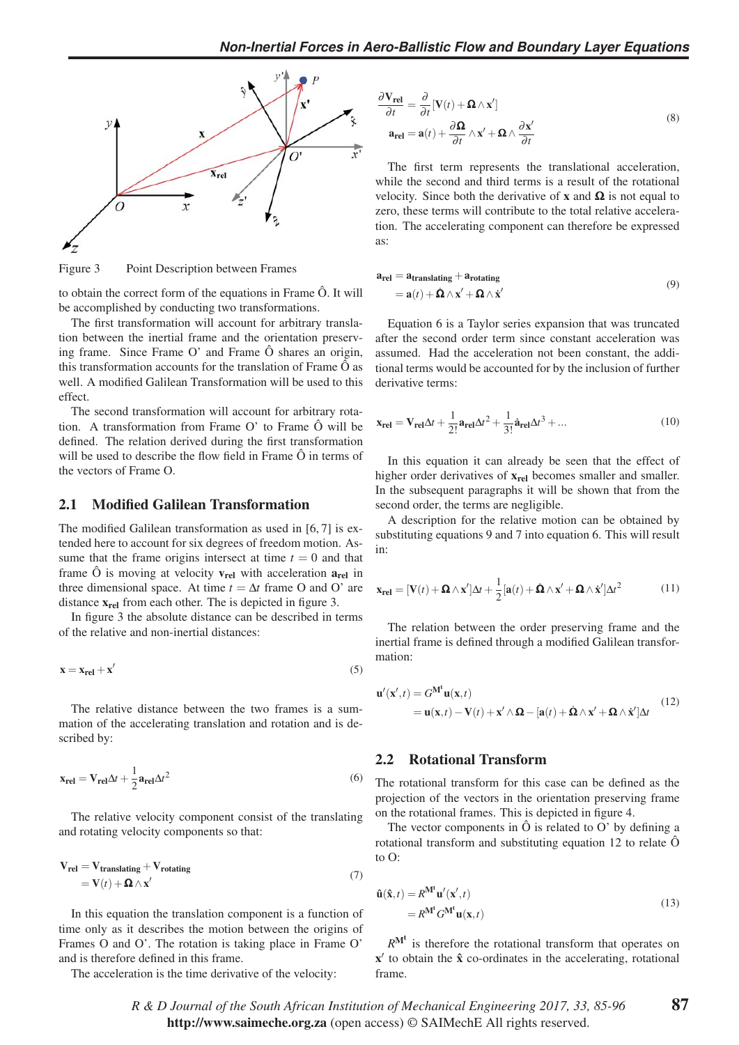Figure 3 Point Description between Frames

to obtain the correct form of the equations in Frame Ô. It will be accomplished by conducting two transformations.

The first transformation will account for arbitrary translation between the inertial frame and the orientation preserving frame. Since Frame O' and Frame Ô shares an origin, this transformation accounts for the translation of Frame Ô as well. A modified Galilean Transformation will be used to this effect.

The second transformation will account for arbitrary rotation. A transformation from Frame O' to Frame Ô will be defined. The relation derived during the first transformation will be used to describe the flow field in Frame Ô in terms of the vectors of Frame O.

## 2.1 Modified Galilean Transformation

The modified Galilean transformation as used in [6, 7] is extended here to account for six degrees of freedom motion. Assume that the frame origins intersect at time $t = 0$ and that frame Ô is moving at velocity $\mathbf{v}_{\mathbf{rel}}$ with acceleration $\mathbf{a}_{\mathbf{rel}}$ in three dimensional space. At time $t = \Delta t$ frame O and O' are distance $\mathbf{x}_{\mathbf{rel}}$ from each other. The is depicted in figure 3.

In figure 3 the absolute distance can be described in terms of the relative and non-inertial distances:

$$\mathbf{x} = \mathbf{x}_{\mathbf{rel}} + \mathbf{x}' \tag{5}$$

The relative distance between the two frames is a summation of the accelerating translation and rotation and is described by:

$$\mathbf{x}_{\mathbf{rel}} = \mathbf{V}_{\mathbf{rel}}\Delta t + \frac{1}{2}\mathbf{a}_{\mathbf{rel}}\Delta t^2 \tag{6}$$

The relative velocity component consist of the translating and rotating velocity components so that:

$$\begin{aligned}\mathbf{V}_{\mathbf{rel}} &= \mathbf{V}_{\mathbf{translating}} + \mathbf{V}_{\mathbf{rotating}} \\ &= \mathbf{V}(t) + \mathbf{\Omega} \wedge \mathbf{x}'\end{aligned} \tag{7}$$

In this equation the translation component is a function of time only as it describes the motion between the origins of Frames O and O'. The rotation is taking place in Frame O' and is therefore defined in this frame.

The acceleration is the time derivative of the velocity:

$$\begin{aligned}\frac{\partial \mathbf{V}_{\mathbf{rel}}}{\partial t} &= \frac{\partial}{\partial t}[\mathbf{V}(t) + \mathbf{\Omega} \wedge \mathbf{x}'] \\ \mathbf{a}_{\mathbf{rel}} &= \mathbf{a}(t) + \frac{\partial \mathbf{\Omega}}{\partial t} \wedge \mathbf{x}' + \mathbf{\Omega} \wedge \frac{\partial \mathbf{x}'}{\partial t}\end{aligned} \tag{8}$$

The first term represents the translational acceleration, while the second and third terms is a result of the rotational velocity. Since both the derivative of $\mathbf{x}$ and $\mathbf{\Omega}$ is not equal to zero, these terms will contribute to the total relative acceleration. The accelerating component can therefore be expressed as:

$$\begin{aligned}\mathbf{a}_{\mathbf{rel}} &= \mathbf{a}_{\mathbf{translating}} + \mathbf{a}_{\mathbf{rotating}} \\ &= \mathbf{a}(t) + \dot{\mathbf{\Omega}} \wedge \mathbf{x}' + \mathbf{\Omega} \wedge \dot{\mathbf{x}}'\end{aligned} \tag{9}$$

Equation 6 is a Taylor series expansion that was truncated after the second order term since constant acceleration was assumed. Had the acceleration not been constant, the additional terms would be accounted for by the inclusion of further derivative terms:

$$\mathbf{x}_{\mathbf{rel}} = \mathbf{V}_{\mathbf{rel}}\Delta t + \frac{1}{2!}\mathbf{a}_{\mathbf{rel}}\Delta t^2 + \frac{1}{3!}\dot{\mathbf{a}}_{\mathbf{rel}}\Delta t^3 + \ldots \tag{10}$$

In this equation it can already be seen that the effect of higher order derivatives of $\mathbf{x}_{\mathbf{rel}}$ becomes smaller and smaller. In the subsequent paragraphs it will be shown that from the second order, the terms are negligible.

A description for the relative motion can be obtained by substituting equations 9 and 7 into equation 6. This will result in:

$$\mathbf{x}_{\mathbf{rel}} = [\mathbf{V}(t) + \mathbf{\Omega} \wedge \mathbf{x}']\Delta t + \frac{1}{2}[\mathbf{a}(t) + \dot{\mathbf{\Omega}} \wedge \mathbf{x}' + \mathbf{\Omega} \wedge \dot{\mathbf{x}}']\Delta t^2 \tag{11}$$

The relation between the order preserving frame and the inertial frame is defined through a modified Galilean transformation:

$$\begin{aligned}\mathbf{u}'(\mathbf{x}', t) &= G^{\mathbf{M}^{\mathbf{t}}}\mathbf{u}(\mathbf{x}, t) \\ &= \mathbf{u}(\mathbf{x}, t) - \mathbf{V}(t) + \mathbf{x}' \wedge \mathbf{\Omega} - [\mathbf{a}(t) + \dot{\mathbf{\Omega}} \wedge \mathbf{x}' + \mathbf{\Omega} \wedge \dot{\mathbf{x}}']\Delta t\end{aligned} \tag{12}$$

## 2.2 Rotational Transform

The rotational transform for this case can be defined as the projection of the vectors in the orientation preserving frame on the rotational frames. This is depicted in figure 4.

The vector components in Ô is related to O' by defining a rotational transform and substituting equation 12 to relate Ô to O:

$$\begin{aligned}\hat{\mathbf{u}}(\hat{\mathbf{x}}, t) &= R^{\mathbf{M}^{\mathbf{t}}}\mathbf{u}'(\mathbf{x}', t) \\ &= R^{\mathbf{M}^{\mathbf{t}}}G^{\mathbf{M}^{\mathbf{t}}}\mathbf{u}(\mathbf{x}, t)\end{aligned} \tag{13}$$

$R^{\mathbf{M}^{\mathbf{t}}}$ is therefore the rotational transform that operates on $\mathbf{x}'$ to obtain the $\hat{\mathbf{x}}$ co-ordinates in the accelerating, rotational frame.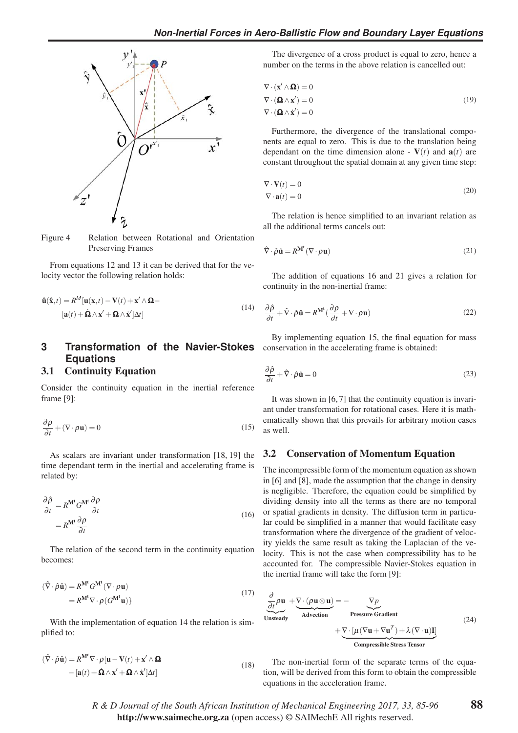Figure 4 Relation between Rotational and Orientation Preserving Frames

From equations 12 and 13 it can be derived that for the velocity vector the following relation holds:

$$
\begin{aligned}
\hat{\mathbf{u}}(\hat{\mathbf{x}},t) = R^{M}[&\mathbf{u}(\mathbf{x},t) - \mathbf{V}(t) + \mathbf{x}' \wedge \boldsymbol{\Omega} - \\
&[\mathbf{a}(t) + \dot{\boldsymbol{\Omega}} \wedge \mathbf{x}' + \boldsymbol{\Omega} \wedge \dot{\mathbf{x}}']\Delta t]
\end{aligned}
\tag{14}
$$

## 3 Transformation of the Navier-Stokes Equations

### 3.1 Continuity Equation

Consider the continuity equation in the inertial reference frame [9]:

$$
\frac{\partial \rho}{\partial t} + (\nabla \cdot \rho \mathbf{u}) = 0 \tag{15}
$$

As scalars are invariant under transformation [18, 19] the time dependant term in the inertial and accelerating frame is related by:

$$
\begin{aligned}
\frac{\partial \hat{\rho}}{\partial t} &= R^{\mathbf{M}^{\mathbf{t}}} G^{\mathbf{M}^{\mathbf{t}}} \frac{\partial \rho}{\partial t} \\
&= R^{\mathbf{M}^{\mathbf{t}}} \frac{\partial \rho}{\partial t}
\end{aligned}
\tag{16}
$$

The relation of the second term in the continuity equation becomes:

$$
\begin{aligned}
(\hat{\nabla} \cdot \hat{\rho}\hat{\mathbf{u}}) &= R^{\mathbf{M}^{\mathbf{t}}} G^{\mathbf{M}^{\mathbf{t}}} (\nabla \cdot \rho \mathbf{u}) \\
&= R^{\mathbf{M}^{\mathbf{t}}} \nabla \cdot \rho (G^{\mathbf{M}^{\mathbf{t}}} \mathbf{u})\}
\end{aligned}
\tag{17}
$$

With the implementation of equation 14 the relation is simplified to:

$$
\begin{aligned}
(\hat{\nabla} \cdot \hat{\rho}\hat{\mathbf{u}}) = R^{\mathbf{M}^{\mathbf{t}}} \nabla \cdot \rho [&\mathbf{u} - \mathbf{V}(t) + \mathbf{x}' \wedge \boldsymbol{\Omega} \\
&- [\mathbf{a}(t) + \dot{\boldsymbol{\Omega}} \wedge \mathbf{x}' + \boldsymbol{\Omega} \wedge \dot{\mathbf{x}}']\Delta t]
\end{aligned}
\tag{18}
$$

The divergence of a cross product is equal to zero, hence a number on the terms in the above relation is cancelled out:

$$
\begin{aligned}
&\nabla \cdot (\mathbf{x}' \wedge \boldsymbol{\Omega}) = 0 \\
&\nabla \cdot (\boldsymbol{\Omega} \wedge \mathbf{x}') = 0 \\
&\nabla \cdot (\boldsymbol{\Omega} \wedge \dot{\mathbf{x}}') = 0
\end{aligned}
\tag{19}
$$

Furthermore, the divergence of the translational components are equal to zero. This is due to the translation being dependant on the time dimension alone - $\mathbf{V}(t)$ and $\mathbf{a}(t)$ are constant throughout the spatial domain at any given time step:

$$
\begin{aligned}
&\nabla \cdot \mathbf{V}(t) = 0 \\
&\nabla \cdot \mathbf{a}(t) = 0
\end{aligned}
\tag{20}
$$

The relation is hence simplified to an invariant relation as all the additional terms cancels out:

$$
\hat{\nabla} \cdot \hat{\rho}\hat{\mathbf{u}} = R^{\mathbf{M}^{\mathbf{t}}} (\nabla \cdot \rho \mathbf{u}) \tag{21}
$$

The addition of equations 16 and 21 gives a relation for continuity in the non-inertial frame:

$$
\frac{\partial \hat{\rho}}{\partial t} + \hat{\nabla} \cdot \hat{\rho}\hat{\mathbf{u}} = R^{\mathbf{M}^{\mathbf{t}}} (\frac{\partial \rho}{\partial t} + \nabla \cdot \rho \mathbf{u}) \tag{22}
$$

By implementing equation 15, the final equation for mass conservation in the accelerating frame is obtained:

$$
\frac{\partial \hat{\rho}}{\partial t} + \hat{\nabla} \cdot \hat{\rho}\hat{\mathbf{u}} = 0 \tag{23}
$$

It was shown in [6, 7] that the continuity equation is invariant under transformation for rotational cases. Here it is mathematically shown that this prevails for arbitrary motion cases as well.

### 3.2 Conservation of Momentum Equation

The incompressible form of the momentum equation as shown in [6] and [8], made the assumption that the change in density is negligible. Therefore, the equation could be simplified by dividing density into all the terms as there are no temporal or spatial gradients in density. The diffusion term in particular could be simplified in a manner that would facilitate easy transformation where the divergence of the gradient of velocity yields the same result as taking the Laplacian of the velocity. This is not the case when compressibility has to be accounted for. The compressible Navier-Stokes equation in the inertial frame will take the form [9]:

$$
\begin{aligned}
\underbrace{\frac{\partial}{\partial t}\rho \mathbf{u}}_{\text{Unsteady}} + \underbrace{\nabla \cdot (\rho \mathbf{u} \otimes \mathbf{u})}_{\text{Advection}} = &- \underbrace{\nabla p}_{\text{Pressure Gradient}} \\
&+ \underbrace{\nabla \cdot [\mu(\nabla \mathbf{u} + \nabla \mathbf{u}^T) + \lambda(\nabla \cdot \mathbf{u})\mathbf{I}]}_{\text{Compressible Stress Tensor}}
\end{aligned}
\tag{24}
$$

The non-inertial form of the separate terms of the equation, will be derived from this form to obtain the compressible equations in the acceleration frame.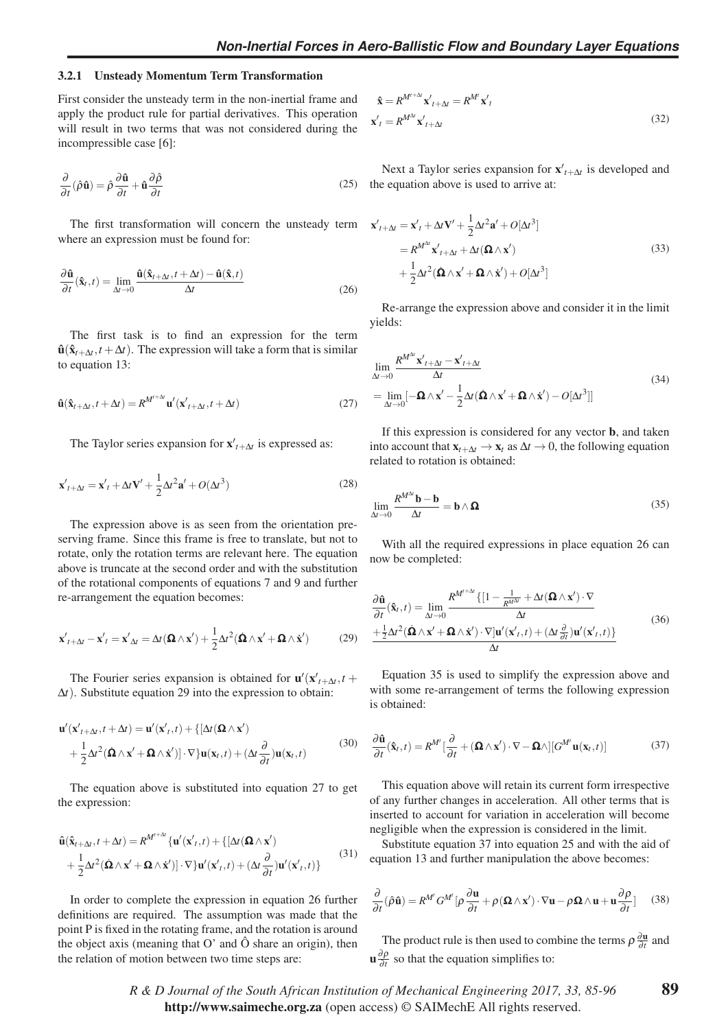### 3.2.1 Unsteady Momentum Term Transformation

First consider the unsteady term in the non-inertial frame and apply the product rule for partial derivatives. This operation will result in two terms that was not considered during the incompressible case [6]:

$$\frac{\partial}{\partial t}(\hat{\rho}\hat{\mathbf{u}}) = \hat{\rho}\frac{\partial \hat{\mathbf{u}}}{\partial t} + \hat{\mathbf{u}}\frac{\partial \hat{\rho}}{\partial t} \tag{25}$$

The first transformation will concern the unsteady term where an expression must be found for:

$$\frac{\partial \hat{\mathbf{u}}}{\partial t}(\hat{\mathbf{x}}_t, t) = \lim_{\Delta t \to 0} \frac{\hat{\mathbf{u}}(\hat{\mathbf{x}}_{t+\Delta t}, t+\Delta t) - \hat{\mathbf{u}}(\hat{\mathbf{x}}, t)}{\Delta t} \tag{26}$$

The first task is to find an expression for the term $\hat{\mathbf{u}}(\hat{\mathbf{x}}_{t+\Delta t}, t+\Delta t)$. The expression will take a form that is similar to equation 13:

$$\hat{\mathbf{u}}(\hat{\mathbf{x}}_{t+\Delta t}, t+\Delta t) = R^{M^{t+\Delta t}}\mathbf{u}'(\mathbf{x}'_{t+\Delta t}, t+\Delta t) \tag{27}$$

The Taylor series expansion for $\mathbf{x}'_{t+\Delta t}$ is expressed as:

$$\mathbf{x}'_{t+\Delta t} = \mathbf{x}'_t + \Delta t \mathbf{V}' + \frac{1}{2}\Delta t^2 \mathbf{a}' + O(\Delta t^3) \tag{28}$$

The expression above is as seen from the orientation preserving frame. Since this frame is free to translate, but not to rotate, only the rotation terms are relevant here. The equation above is truncate at the second order and with the substitution of the rotational components of equations 7 and 9 and further re-arrangement the equation becomes:

$$\mathbf{x}'_{t+\Delta t} - \mathbf{x}'_t = \mathbf{x}'_{\Delta t} = \Delta t(\mathbf{\Omega} \wedge \mathbf{x}') + \frac{1}{2}\Delta t^2(\dot{\mathbf{\Omega}} \wedge \mathbf{x}' + \mathbf{\Omega} \wedge \dot{\mathbf{x}}') \tag{29}$$

The Fourier series expansion is obtained for $\mathbf{u}'(\mathbf{x}'_{t+\Delta t}, t+\Delta t)$. Substitute equation 29 into the expression to obtain:

$$\begin{aligned}\mathbf{u}'(\mathbf{x}'_{t+\Delta t}, t+\Delta t) &= \mathbf{u}'(\mathbf{x}'_t, t) + \{[\Delta t(\mathbf{\Omega} \wedge \mathbf{x}') \\ &+ \frac{1}{2}\Delta t^2(\dot{\mathbf{\Omega}} \wedge \mathbf{x}' + \mathbf{\Omega} \wedge \dot{\mathbf{x}}')] \cdot \nabla\}\mathbf{u}(\mathbf{x}_t, t) + (\Delta t \frac{\partial}{\partial t})\mathbf{u}(\mathbf{x}_t, t)\end{aligned} \tag{30}$$

The equation above is substituted into equation 27 to get the expression:

$$\begin{aligned}\hat{\mathbf{u}}(\hat{\mathbf{x}}_{t+\Delta t}, t+\Delta t) &= R^{M^{t+\Delta t}}\{\mathbf{u}'(\mathbf{x}'_t, t) + \{[\Delta t(\mathbf{\Omega} \wedge \mathbf{x}') \\ &+ \frac{1}{2}\Delta t^2(\dot{\mathbf{\Omega}} \wedge \mathbf{x}' + \mathbf{\Omega} \wedge \dot{\mathbf{x}}')] \cdot \nabla\}\mathbf{u}'(\mathbf{x}'_t, t) + (\Delta t \frac{\partial}{\partial t})\mathbf{u}'(\mathbf{x}'_t, t)\}\end{aligned} \tag{31}$$

In order to complete the expression in equation 26 further definitions are required. The assumption was made that the point P is fixed in the rotating frame, and the rotation is around the object axis (meaning that O' and Ô share an origin), then the relation of motion between two time steps are:

$$\begin{aligned}\hat{\mathbf{x}} &= R^{M^{t+\Delta t}}\mathbf{x}'_{t+\Delta t} = R^{M^t}\mathbf{x}'_t \\ \mathbf{x}'_t &= R^{M^{\Delta t}}\mathbf{x}'_{t+\Delta t}\end{aligned} \tag{32}$$

Next a Taylor series expansion for $\mathbf{x}'_{t+\Delta t}$ is developed and the equation above is used to arrive at:

$$\begin{aligned}\mathbf{x}'_{t+\Delta t} &= \mathbf{x}'_t + \Delta t \mathbf{V}' + \frac{1}{2}\Delta t^2 \mathbf{a}' + O[\Delta t^3] \\ &= R^{M^{\Delta t}}\mathbf{x}'_{t+\Delta t} + \Delta t(\mathbf{\Omega} \wedge \mathbf{x}') \\ &+ \frac{1}{2}\Delta t^2(\dot{\mathbf{\Omega}} \wedge \mathbf{x}' + \mathbf{\Omega} \wedge \dot{\mathbf{x}}') + O[\Delta t^3]\end{aligned} \tag{33}$$

Re-arrange the expression above and consider it in the limit yields:

$$\begin{aligned}&\lim_{\Delta t \to 0} \frac{R^{M^{\Delta t}}\mathbf{x}'_{t+\Delta t} - \mathbf{x}'_{t+\Delta t}}{\Delta t} \\ &= \lim_{\Delta t \to 0}[-\mathbf{\Omega} \wedge \mathbf{x}' - \frac{1}{2}\Delta t(\dot{\mathbf{\Omega}} \wedge \mathbf{x}' + \mathbf{\Omega} \wedge \dot{\mathbf{x}}') - O[\Delta t^3]]\end{aligned} \tag{34}$$

If this expression is considered for any vector $\mathbf{b}$, and taken into account that $\mathbf{x}_{t+\Delta t} \to \mathbf{x}_t$ as $\Delta t \to 0$, the following equation related to rotation is obtained:

$$\lim_{\Delta t \to 0} \frac{R^{M^{\Delta t}}\mathbf{b} - \mathbf{b}}{\Delta t} = \mathbf{b} \wedge \mathbf{\Omega} \tag{35}$$

With all the required expressions in place equation 26 can now be completed:

$$\begin{aligned}\frac{\partial \hat{\mathbf{u}}}{\partial t}(\hat{\mathbf{x}}_t, t) = \lim_{\Delta t \to 0} &\frac{R^{M^{t+\Delta t}}\{[1 - \frac{1}{R^{M^{\Delta t}}} + \Delta t(\mathbf{\Omega} \wedge \mathbf{x}') \cdot \nabla}{\Delta t} \\ &\frac{+\frac{1}{2}\Delta t^2(\dot{\mathbf{\Omega}} \wedge \mathbf{x}' + \mathbf{\Omega} \wedge \dot{\mathbf{x}}') \cdot \nabla]\mathbf{u}'(\mathbf{x}'_t, t) + (\Delta t \frac{\partial}{\partial t})\mathbf{u}'(\mathbf{x}'_t, t)\}}{\Delta t}\end{aligned} \tag{36}$$

Equation 35 is used to simplify the expression above and with some re-arrangement of terms the following expression is obtained:

$$\frac{\partial \hat{\mathbf{u}}}{\partial t}(\hat{\mathbf{x}}_t, t) = R^{M^t}[\frac{\partial}{\partial t} + (\mathbf{\Omega} \wedge \mathbf{x}') \cdot \nabla - \mathbf{\Omega} \wedge][G^{M^t}\mathbf{u}(\mathbf{x}_t, t)] \tag{37}$$

This equation above will retain its current form irrespective of any further changes in acceleration. All other terms that is inserted to account for variation in acceleration will become negligible when the expression is considered in the limit.

Substitute equation 37 into equation 25 and with the aid of equation 13 and further manipulation the above becomes:

$$\frac{\partial}{\partial t}(\hat{\rho}\hat{\mathbf{u}}) = R^{M^t}G^{M^t}[\rho\frac{\partial \mathbf{u}}{\partial t} + \rho(\mathbf{\Omega} \wedge \mathbf{x}') \cdot \nabla \mathbf{u} - \rho \mathbf{\Omega} \wedge \mathbf{u} + \mathbf{u}\frac{\partial \rho}{\partial t}] \tag{38}$$

The product rule is then used to combine the terms $\rho\frac{\partial \mathbf{u}}{\partial t}$ and $\mathbf{u}\frac{\partial \rho}{\partial t}$ so that the equation simplifies to: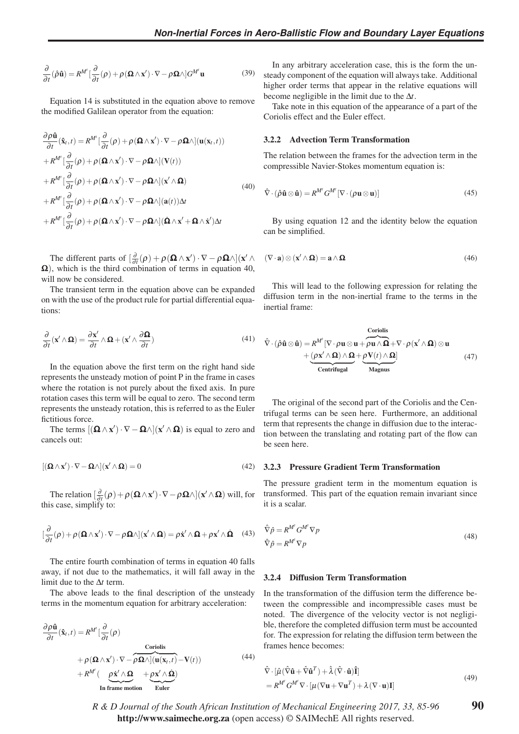$$\frac{\partial}{\partial t}(\hat{\rho}\hat{\mathbf{u}}) = R^{M'}[\frac{\partial}{\partial t}(\rho) + \rho(\boldsymbol{\Omega} \wedge \mathbf{x}') \cdot \nabla - \rho\boldsymbol{\Omega}\wedge]G^{M'}\mathbf{u} \tag{39}$$

Equation 14 is substituted in the equation above to remove the modified Galilean operator from the equation:

$$\begin{aligned}
\frac{\partial \rho \hat{\mathbf{u}}}{\partial t}(\hat{\mathbf{x}}_t, t) &= R^{M'}[\frac{\partial}{\partial t}(\rho) + \rho(\boldsymbol{\Omega} \wedge \mathbf{x}') \cdot \nabla - \rho\boldsymbol{\Omega}\wedge](\mathbf{u}(\mathbf{x}_t, t)) \\
&+ R^{M'}[\frac{\partial}{\partial t}(\rho) + \rho(\boldsymbol{\Omega} \wedge \mathbf{x}') \cdot \nabla - \rho\boldsymbol{\Omega}\wedge](\mathbf{V}(t)) \\
&+ R^{M'}[\frac{\partial}{\partial t}(\rho) + \rho(\boldsymbol{\Omega} \wedge \mathbf{x}') \cdot \nabla - \rho\boldsymbol{\Omega}\wedge](\mathbf{x}' \wedge \boldsymbol{\Omega}) \\
&+ R^{M'}[\frac{\partial}{\partial t}(\rho) + \rho(\boldsymbol{\Omega} \wedge \mathbf{x}') \cdot \nabla - \rho\boldsymbol{\Omega}\wedge](\mathbf{a}(t))\Delta t \\
&+ R^{M'}[\frac{\partial}{\partial t}(\rho) + \rho(\boldsymbol{\Omega} \wedge \mathbf{x}') \cdot \nabla - \rho\boldsymbol{\Omega}\wedge](\dot{\boldsymbol{\Omega}} \wedge \mathbf{x}' + \boldsymbol{\Omega} \wedge \dot{\mathbf{x}}')\Delta t
\end{aligned} \tag{40}$$

The different parts of $[\frac{\partial}{\partial t}(\rho) + \rho(\boldsymbol{\Omega} \wedge \mathbf{x}') \cdot \nabla - \rho\boldsymbol{\Omega}\wedge](\mathbf{x}' \wedge \boldsymbol{\Omega})$, which is the third combination of terms in equation 40, will now be considered.

The transient term in the equation above can be expanded on with the use of the product rule for partial differential equations:

$$\frac{\partial}{\partial t}(\mathbf{x}' \wedge \boldsymbol{\Omega}) = \frac{\partial \mathbf{x}'}{\partial t} \wedge \boldsymbol{\Omega} + (\mathbf{x}' \wedge \frac{\partial \boldsymbol{\Omega}}{\partial t}) \tag{41}$$

In the equation above the first term on the right hand side represents the unsteady motion of point P in the frame in cases where the rotation is not purely about the fixed axis. In pure rotation cases this term will be equal to zero. The second term represents the unsteady rotation, this is referred to as the Euler fictitious force.

The terms $[(\boldsymbol{\Omega} \wedge \mathbf{x}') \cdot \nabla - \boldsymbol{\Omega}\wedge](\mathbf{x}' \wedge \boldsymbol{\Omega})$ is equal to zero and cancels out:

$$[(\boldsymbol{\Omega} \wedge \mathbf{x}') \cdot \nabla - \boldsymbol{\Omega}\wedge](\mathbf{x}' \wedge \boldsymbol{\Omega}) = 0 \tag{42}$$

The relation $[\frac{\partial}{\partial t}(\rho) + \rho(\boldsymbol{\Omega} \wedge \mathbf{x}') \cdot \nabla - \rho\boldsymbol{\Omega}\wedge](\mathbf{x}' \wedge \boldsymbol{\Omega})$ will, for this case, simplify to:

$$[\frac{\partial}{\partial t}(\rho) + \rho(\boldsymbol{\Omega} \wedge \mathbf{x}') \cdot \nabla - \rho\boldsymbol{\Omega}\wedge](\mathbf{x}' \wedge \boldsymbol{\Omega}) = \rho\dot{\mathbf{x}}' \wedge \boldsymbol{\Omega} + \rho\mathbf{x}' \wedge \dot{\boldsymbol{\Omega}} \tag{43}$$

The entire fourth combination of terms in equation 40 falls away, if not due to the mathematics, it will fall away in the limit due to the $\Delta t$ term.

The above leads to the final description of the unsteady terms in the momentum equation for arbitrary acceleration:

$$\begin{aligned}
\frac{\partial \rho \hat{\mathbf{u}}}{\partial t}(\hat{\mathbf{x}}_t, t) &= R^{M'}[\frac{\partial}{\partial t}(\rho) \\
&+ \rho(\boldsymbol{\Omega} \wedge \mathbf{x}') \cdot \nabla - \overbrace{\rho\boldsymbol{\Omega}\wedge](\mathbf{u}(\mathbf{x}_t, t)}^{\textbf{Coriolis}} - \mathbf{V}(t)) \\
&+ R^{M'}(\underbrace{\rho\dot{\mathbf{x}}' \wedge \boldsymbol{\Omega}}_{\textbf{In frame motion}} + \underbrace{\rho\mathbf{x}' \wedge \dot{\boldsymbol{\Omega}}}_{\textbf{Euler}})
\end{aligned} \tag{44}$$

In any arbitrary acceleration case, this is the form the unsteady component of the equation will always take. Additional higher order terms that appear in the relative equations will become negligible in the limit due to the $\Delta t$.

Take note in this equation of the appearance of a part of the Coriolis effect and the Euler effect.

#### 3.2.2 Advection Term Transformation

The relation between the frames for the advection term in the compressible Navier-Stokes momentum equation is:

$$\hat{\nabla} \cdot (\hat{\rho}\hat{\mathbf{u}} \otimes \hat{\mathbf{u}}) = R^{M'}G^{M'}[\nabla \cdot (\rho\mathbf{u} \otimes \mathbf{u})] \tag{45}$$

By using equation 12 and the identity below the equation can be simplified.

$$(\nabla \cdot \mathbf{a}) \otimes (\mathbf{x}' \wedge \boldsymbol{\Omega}) = \mathbf{a} \wedge \boldsymbol{\Omega} \tag{46}$$

This will lead to the following expression for relating the diffusion term in the non-inertial frame to the terms in the inertial frame:

$$\begin{aligned}
\hat{\nabla} \cdot (\hat{\rho}\hat{\mathbf{u}} \otimes \hat{\mathbf{u}}) &= R^{M'}[\nabla \cdot \rho\mathbf{u} \otimes \mathbf{u} + \overbrace{\rho\mathbf{u} \wedge \boldsymbol{\Omega}}^{\textbf{Coriolis}} + \nabla \cdot \rho(\mathbf{x}' \wedge \boldsymbol{\Omega}) \otimes \mathbf{u} \\
&+ \underbrace{(\rho\mathbf{x}' \wedge \boldsymbol{\Omega}) \wedge \boldsymbol{\Omega}}_{\textbf{Centrifugal}} + \underbrace{\rho\mathbf{V}(t) \wedge \boldsymbol{\Omega}}_{\textbf{Magnus}}]
\end{aligned} \tag{47}$$

The original of the second part of the Coriolis and the Centrifugal terms can be seen here. Furthermore, an additional term that represents the change in diffusion due to the interaction between the translating and rotating part of the flow can be seen here.

#### 3.2.3 Pressure Gradient Term Transformation

The pressure gradient term in the momentum equation is transformed. This part of the equation remain invariant since it is a scalar.

$$\begin{aligned}
\hat{\nabla}\hat{p} &= R^{M'}G^{M'}\nabla p \\
\hat{\nabla}\hat{p} &= R^{M'}\nabla p
\end{aligned} \tag{48}$$

#### 3.2.4 Diffusion Term Transformation

In the transformation of the diffusion term the difference between the compressible and incompressible cases must be noted. The divergence of the velocity vector is not negligible, therefore the completed diffusion term must be accounted for. The expression for relating the diffusion term between the frames hence becomes:

$$\begin{aligned}
&\hat{\nabla} \cdot [\hat{\mu}(\hat{\nabla}\hat{\mathbf{u}} + \hat{\nabla}\hat{\mathbf{u}}^T) + \hat{\lambda}(\hat{\nabla} \cdot \hat{\mathbf{u}})\hat{\mathbf{I}}] \\
&= R^{M'}G^{M'}\nabla \cdot [\mu(\nabla\mathbf{u} + \nabla\mathbf{u}^T) + \lambda(\nabla \cdot \mathbf{u})\mathbf{I}]
\end{aligned} \tag{49}$$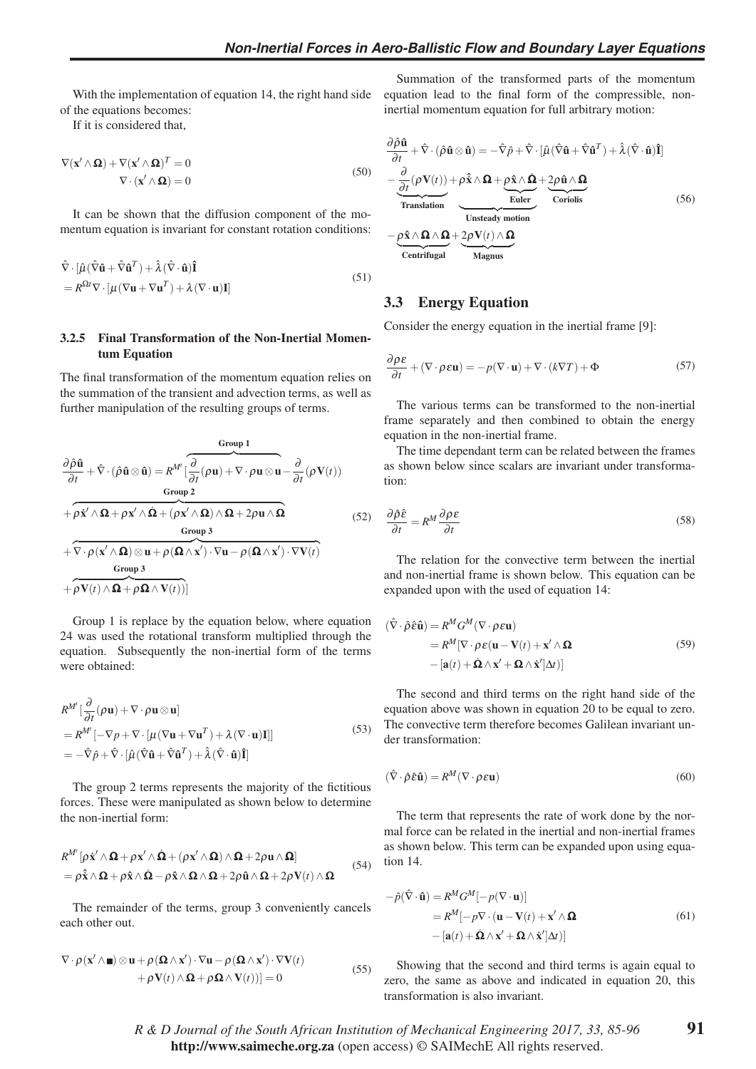With the implementation of equation 14, the right hand side of the equations becomes:

If it is considered that,

$$\nabla(\mathbf{x}' \wedge \mathbf{\Omega}) + \nabla(\mathbf{x}' \wedge \mathbf{\Omega})^T = 0 \\ \nabla \cdot (\mathbf{x}' \wedge \mathbf{\Omega}) = 0 \tag{50}$$

It can be shown that the diffusion component of the momentum equation is invariant for constant rotation conditions:

$$\hat{\nabla} \cdot [\hat{\mu}(\hat{\nabla}\hat{\mathbf{u}} + \hat{\nabla}\hat{\mathbf{u}}^T) + \hat{\lambda}(\hat{\nabla} \cdot \hat{\mathbf{u}})\hat{\mathbf{I}} \\ = R^{\Omega t}\nabla \cdot [\mu(\nabla\mathbf{u} + \nabla\mathbf{u}^T) + \lambda(\nabla \cdot \mathbf{u})\mathbf{I}] \tag{51}$$

#### 3.2.5 Final Transformation of the Non-Inertial Momentum Equation

The final transformation of the momentum equation relies on the summation of the transient and advection terms, as well as further manipulation of the resulting groups of terms.

$$\begin{aligned} \frac{\partial \hat{\rho}\hat{\mathbf{u}}}{\partial t} + \hat{\nabla} \cdot (\hat{\rho}\hat{\mathbf{u}} \otimes \hat{\mathbf{u}}) &= R^{M'}[\overbrace{\frac{\partial}{\partial t}(\rho\mathbf{u}) + \nabla \cdot \rho\mathbf{u} \otimes \mathbf{u}}^{\textbf{Group 1}} - \frac{\partial}{\partial t}(\rho\mathbf{V}(t)) \\ &+ \overbrace{\rho\dot{\mathbf{x}}' \wedge \mathbf{\Omega} + \rho\mathbf{x}' \wedge \dot{\mathbf{\Omega}} + (\rho\mathbf{x}' \wedge \mathbf{\Omega}) \wedge \mathbf{\Omega} + 2\rho\mathbf{u} \wedge \mathbf{\Omega}}^{\textbf{Group 2}} \\ &+ \overbrace{\nabla \cdot \rho(\mathbf{x}' \wedge \mathbf{\Omega}) \otimes \mathbf{u} + \rho(\mathbf{\Omega} \wedge \mathbf{x}') \cdot \nabla\mathbf{u} - \rho(\mathbf{\Omega} \wedge \mathbf{x}') \cdot \nabla\mathbf{V}(t)}^{\textbf{Group 3}} \\ &+ \overbrace{\rho\mathbf{V}(t) \wedge \mathbf{\Omega} + \rho\mathbf{\Omega} \wedge \mathbf{V}(t))}^{\textbf{Group 3}}] \end{aligned} \tag{52}$$

Group 1 is replace by the equation below, where equation 24 was used the rotational transform multiplied through the equation. Subsequently the non-inertial form of the terms were obtained:

$$\begin{aligned} & R^{M'}[\frac{\partial}{\partial t}(\rho\mathbf{u}) + \nabla \cdot \rho\mathbf{u} \otimes \mathbf{u}] \\ &= R^{M'}[-\nabla p + \nabla \cdot [\mu(\nabla\mathbf{u} + \nabla\mathbf{u}^T) + \lambda(\nabla \cdot \mathbf{u})\mathbf{I}]] \\ &= -\hat{\nabla}\hat{p} + \hat{\nabla} \cdot [\hat{\mu}(\hat{\nabla}\hat{\mathbf{u}} + \hat{\nabla}\hat{\mathbf{u}}^T) + \hat{\lambda}(\hat{\nabla} \cdot \hat{\mathbf{u}})\hat{\mathbf{I}}] \end{aligned} \tag{53}$$

The group 2 terms represents the majority of the fictitious forces. These were manipulated as shown below to determine the non-inertial form:

$$\begin{aligned} & R^{M'}[\rho\dot{\mathbf{x}}' \wedge \mathbf{\Omega} + \rho\mathbf{x}' \wedge \dot{\mathbf{\Omega}} + (\rho\mathbf{x}' \wedge \mathbf{\Omega}) \wedge \mathbf{\Omega} + 2\rho\mathbf{u} \wedge \mathbf{\Omega}] \\ &= \rho\hat{\dot{\mathbf{x}}} \wedge \mathbf{\Omega} + \rho\hat{\mathbf{x}} \wedge \dot{\mathbf{\Omega}} - \rho\hat{\mathbf{x}} \wedge \mathbf{\Omega} \wedge \mathbf{\Omega} + 2\rho\hat{\mathbf{u}} \wedge \mathbf{\Omega} + 2\rho\mathbf{V}(t) \wedge \mathbf{\Omega} \end{aligned} \tag{54}$$

The remainder of the terms, group 3 conveniently cancels each other out.

$$\begin{aligned} \nabla \cdot \rho(\mathbf{x}' \wedge \blacksquare) \otimes \mathbf{u} + \rho(\mathbf{\Omega} \wedge \mathbf{x}') \cdot \nabla\mathbf{u} - \rho(\mathbf{\Omega} \wedge \mathbf{x}') \cdot \nabla\mathbf{V}(t) \\ + \rho\mathbf{V}(t) \wedge \mathbf{\Omega} + \rho\mathbf{\Omega} \wedge \mathbf{V}(t))] = 0 \end{aligned} \tag{55}$$

Summation of the transformed parts of the momentum equation lead to the final form of the compressible, non-inertial momentum equation for full arbitrary motion:

$$\begin{aligned} & \frac{\partial \hat{\rho}\hat{\mathbf{u}}}{\partial t} + \hat{\nabla} \cdot (\hat{\rho}\hat{\mathbf{u}} \otimes \hat{\mathbf{u}}) = -\hat{\nabla}\hat{p} + \hat{\nabla} \cdot [\hat{\mu}(\hat{\nabla}\hat{\mathbf{u}} + \hat{\nabla}\hat{\mathbf{u}}^T) + \hat{\lambda}(\hat{\nabla} \cdot \hat{\mathbf{u}})\hat{\mathbf{I}}] \\ & - \underbrace{\frac{\partial}{\partial t}(\rho\mathbf{V}(t))}_{\textbf{Translation}} + \underbrace{\rho\hat{\dot{\mathbf{x}}} \wedge \mathbf{\Omega} + \underbrace{\rho\hat{\mathbf{x}} \wedge \dot{\mathbf{\Omega}}}_{\textbf{Euler}}}_{\textbf{Unsteady motion}} + \underbrace{2\rho\hat{\mathbf{u}} \wedge \mathbf{\Omega}}_{\textbf{Coriolis}} \\ & - \underbrace{\rho\hat{\mathbf{x}} \wedge \mathbf{\Omega} \wedge \mathbf{\Omega}}_{\textbf{Centrifugal}} + \underbrace{2\rho\mathbf{V}(t) \wedge \mathbf{\Omega}}_{\textbf{Magnus}} \end{aligned} \tag{56}$$

### 3.3 Energy Equation

Consider the energy equation in the inertial frame [9]:

$$\frac{\partial \rho\varepsilon}{\partial t} + (\nabla \cdot \rho\varepsilon\mathbf{u}) = -p(\nabla \cdot \mathbf{u}) + \nabla \cdot (k\nabla T) + \Phi \tag{57}$$

The various terms can be transformed to the non-inertial frame separately and then combined to obtain the energy equation in the non-inertial frame.

The time dependant term can be related between the frames as shown below since scalars are invariant under transformation:

$$\frac{\partial \hat{\rho}\hat{\varepsilon}}{\partial t} = R^M \frac{\partial \rho\varepsilon}{\partial t} \tag{58}$$

The relation for the convective term between the inertial and non-inertial frame is shown below. This equation can be expanded upon with the used of equation 14:

$$\begin{aligned} (\hat{\nabla} \cdot \hat{\rho}\hat{\varepsilon}\hat{\mathbf{u}}) &= R^M G^M(\nabla \cdot \rho\varepsilon\mathbf{u}) \\ &= R^M[\nabla \cdot \rho\varepsilon(\mathbf{u} - \mathbf{V}(t) + \mathbf{x}' \wedge \mathbf{\Omega} \\ &\quad - [\mathbf{a}(t) + \dot{\mathbf{\Omega}} \wedge \mathbf{x}' + \mathbf{\Omega} \wedge \dot{\mathbf{x}}']\Delta t)] \end{aligned} \tag{59}$$

The second and third terms on the right hand side of the equation above was shown in equation 20 to be equal to zero. The convective term therefore becomes Galilean invariant under transformation:

$$(\hat{\nabla} \cdot \hat{\rho}\hat{\varepsilon}\hat{\mathbf{u}}) = R^M(\nabla \cdot \rho\varepsilon\mathbf{u}) \tag{60}$$

The term that represents the rate of work done by the normal force can be related in the inertial and non-inertial frames as shown below. This term can be expanded upon using equation 14.

$$\begin{aligned} -\hat{p}(\hat{\nabla} \cdot \hat{\mathbf{u}}) &= R^M G^M[-p(\nabla \cdot \mathbf{u})] \\ &= R^M[-p\nabla \cdot (\mathbf{u} - \mathbf{V}(t) + \mathbf{x}' \wedge \mathbf{\Omega} \\ &\quad - [\mathbf{a}(t) + \dot{\mathbf{\Omega}} \wedge \mathbf{x}' + \mathbf{\Omega} \wedge \dot{\mathbf{x}}']\Delta t)] \end{aligned} \tag{61}$$

Showing that the second and third terms is again equal to zero, the same as above and indicated in equation 20, this transformation is also invariant.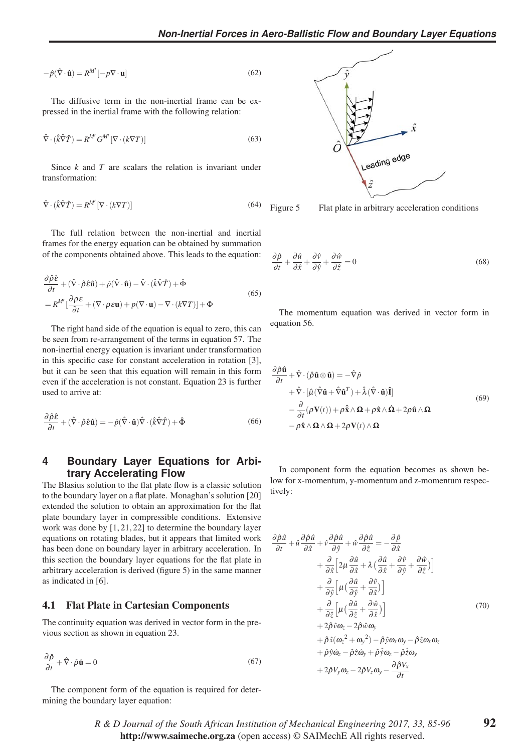$$-\hat{p}(\hat{\nabla}\cdot\hat{\mathbf{u}}) = R^{M'}[-p\nabla\cdot\mathbf{u}] \tag{62}$$

The diffusive term in the non-inertial frame can be expressed in the inertial frame with the following relation:

$$\hat{\nabla}\cdot(\hat{k}\hat{\nabla}\hat{T}) = R^{M'}G^{M'}[\nabla\cdot(k\nabla T)] \tag{63}$$

Since $k$ and $T$ are scalars the relation is invariant under transformation:

$$\hat{\nabla}\cdot(\hat{k}\hat{\nabla}\hat{T}) = R^{M'}[\nabla\cdot(k\nabla T)] \tag{64}$$

The full relation between the non-inertial and inertial frames for the energy equation can be obtained by summation of the components obtained above. This leads to the equation:

$$\begin{aligned}
&\frac{\partial\hat{\rho}\hat{\varepsilon}}{\partial t} + (\hat{\nabla}\cdot\hat{\rho}\hat{\varepsilon}\hat{\mathbf{u}}) + \hat{p}(\hat{\nabla}\cdot\hat{\mathbf{u}}) - \hat{\nabla}\cdot(\hat{k}\hat{\nabla}\hat{T}) + \hat{\Phi} \\
&= R^{M'}[\frac{\partial\rho\varepsilon}{\partial t} + (\nabla\cdot\rho\varepsilon\mathbf{u}) + p(\nabla\cdot\mathbf{u}) - \nabla\cdot(k\nabla T)] + \Phi
\end{aligned} \tag{65}$$

The right hand side of the equation is equal to zero, this can be seen from re-arrangement of the terms in equation 57. The non-inertial energy equation is invariant under transformation in this specific case for constant acceleration in rotation [3], but it can be seen that this equation will remain in this form even if the acceleration is not constant. Equation 23 is further used to arrive at:

$$\frac{\partial\hat{\rho}\hat{\varepsilon}}{\partial t} + (\hat{\nabla}\cdot\hat{\rho}\hat{\varepsilon}\hat{\mathbf{u}}) = -\hat{p}(\hat{\nabla}\cdot\hat{\mathbf{u}})\hat{\nabla}\cdot(\hat{k}\hat{\nabla}\hat{T}) + \hat{\Phi} \tag{66}$$

## 4 Boundary Layer Equations for Arbitrary Accelerating Flow

The Blasius solution to the flat plate flow is a classic solution to the boundary layer on a flat plate. Monaghan's solution [20] extended the solution to obtain an approximation for the flat plate boundary layer in compressible conditions. Extensive work was done by [1, 21, 22] to determine the boundary layer equations on rotating blades, but it appears that limited work has been done on boundary layer in arbitrary acceleration. In this section the boundary layer equations for the flat plate in arbitrary acceleration is derived (figure 5) in the same manner as indicated in [6].

### 4.1 Flat Plate in Cartesian Components

The continuity equation was derived in vector form in the previous section as shown in equation 23.

$$\frac{\partial\hat{\rho}}{\partial t} + \hat{\nabla}\cdot\hat{\rho}\hat{\mathbf{u}} = 0 \tag{67}$$

The component form of the equation is required for determining the boundary layer equation:

Figure 5 Flat plate in arbitrary acceleration conditions

$$\frac{\partial\hat{\rho}}{\partial t} + \frac{\partial\hat{u}}{\partial\hat{x}} + \frac{\partial\hat{v}}{\partial\hat{y}} + \frac{\partial\hat{w}}{\partial\hat{z}} = 0 \tag{68}$$

The momentum equation was derived in vector form in equation 56.

$$\begin{aligned}
\frac{\partial\hat{\rho}\hat{\mathbf{u}}}{\partial t} + \hat{\nabla}\cdot(\hat{\rho}\hat{\mathbf{u}}\otimes\hat{\mathbf{u}}) &= -\hat{\nabla}\hat{p} \\
&+ \hat{\nabla}\cdot[\hat{\mu}(\hat{\nabla}\hat{\mathbf{u}} + \hat{\nabla}\hat{\mathbf{u}}^T) + \hat{\lambda}(\hat{\nabla}\cdot\hat{\mathbf{u}})\hat{\mathbf{I}}] \\
&- \frac{\partial}{\partial t}(\rho\mathbf{V}(t)) + \rho\hat{\mathbf{x}}\wedge\mathbf{\Omega} + \rho\hat{\mathbf{x}}\wedge\dot{\mathbf{\Omega}} + 2\rho\hat{\mathbf{u}}\wedge\mathbf{\Omega} \\
&- \rho\hat{\mathbf{x}}\wedge\mathbf{\Omega}\wedge\mathbf{\Omega} + 2\rho\mathbf{V}(t)\wedge\mathbf{\Omega}
\end{aligned} \tag{69}$$

In component form the equation becomes as shown below for x-momentum, y-momentum and z-momentum respectively:

$$\begin{aligned}
\frac{\partial\hat{\rho}\hat{u}}{\partial t} + \hat{u}\frac{\partial\hat{\rho}\hat{u}}{\partial\hat{x}} + \hat{v}\frac{\partial\hat{\rho}\hat{u}}{\partial\hat{y}} + \hat{w}\frac{\partial\hat{\rho}\hat{u}}{\partial\hat{z}} &= -\frac{\partial\hat{p}}{\partial\hat{x}} \\
&+ \frac{\partial}{\partial\hat{x}}\Big[2\mu\frac{\partial\hat{u}}{\partial\hat{x}} + \lambda\big(\frac{\partial\hat{u}}{\partial\hat{x}} + \frac{\partial\hat{v}}{\partial\hat{y}} + \frac{\partial\hat{w}}{\partial\hat{z}}\big)\Big] \\
&+ \frac{\partial}{\partial\hat{y}}\Big[\mu\big(\frac{\partial\hat{u}}{\partial\hat{y}} + \frac{\partial\hat{v}}{\partial\hat{x}}\big)\Big] \\
&+ \frac{\partial}{\partial\hat{z}}\Big[\mu\big(\frac{\partial\hat{u}}{\partial\hat{z}} + \frac{\partial\hat{w}}{\partial\hat{x}}\big)\Big] \\
&+ 2\hat{\rho}\hat{v}\omega_z - 2\hat{\rho}\hat{w}\omega_y \\
&+ \hat{\rho}\hat{x}({\omega_z}^2 + {\omega_y}^2) - \hat{\rho}\hat{y}\omega_x\omega_y - \hat{\rho}\hat{z}\omega_x\omega_z \\
&+ \hat{\rho}\hat{y}\dot{\omega}_z - \hat{\rho}\hat{z}\dot{\omega}_y + \hat{\rho}\hat{y}\omega_z - \hat{\rho}\hat{z}\omega_y \\
&+ 2\hat{\rho}V_y\omega_z - 2\hat{\rho}V_z\omega_y - \frac{\partial\hat{\rho}V_x}{\partial t}
\end{aligned} \tag{70}$$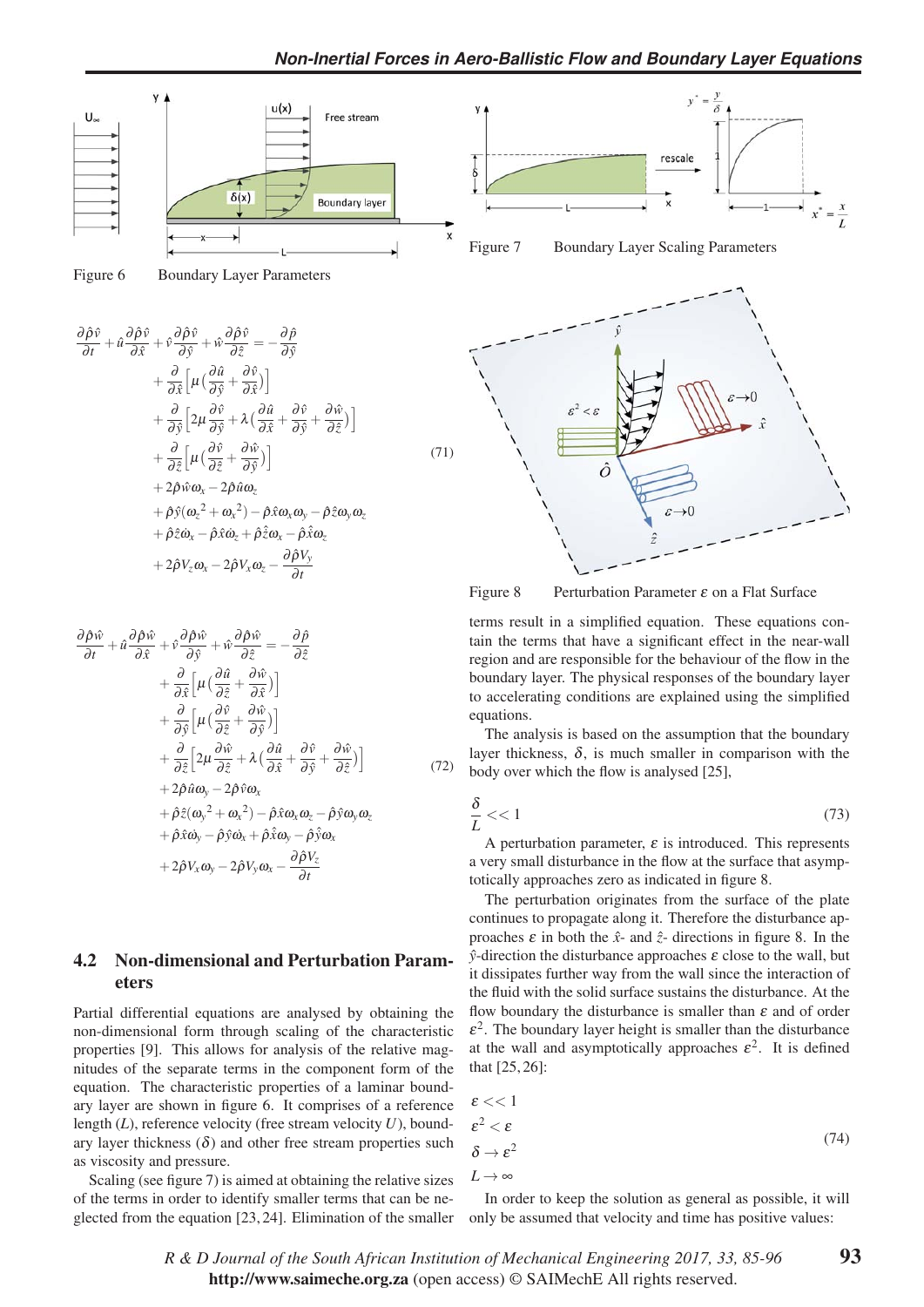Figure 6 Boundary Layer Parameters

Figure 7 Boundary Layer Scaling Parameters

$$
\begin{aligned}
\frac{\partial\hat{\rho}\hat{v}}{\partial t}+\hat{u}\frac{\partial\hat{\rho}\hat{v}}{\partial\hat{x}}+\hat{v}\frac{\partial\hat{\rho}\hat{v}}{\partial\hat{y}}+\hat{w}\frac{\partial\hat{\rho}\hat{v}}{\partial\hat{z}} &= -\frac{\partial\hat{p}}{\partial\hat{y}} \\
&+\frac{\partial}{\partial\hat{x}}\Big[\mu\Big(\frac{\partial\hat{u}}{\partial\hat{y}}+\frac{\partial\hat{v}}{\partial\hat{x}}\Big)\Big] \\
&+\frac{\partial}{\partial\hat{y}}\Big[2\mu\frac{\partial\hat{v}}{\partial\hat{y}}+\lambda\Big(\frac{\partial\hat{u}}{\partial\hat{x}}+\frac{\partial\hat{v}}{\partial\hat{y}}+\frac{\partial\hat{w}}{\partial\hat{z}}\Big)\Big] \\
&+\frac{\partial}{\partial\hat{z}}\Big[\mu\Big(\frac{\partial\hat{v}}{\partial\hat{z}}+\frac{\partial\hat{w}}{\partial\hat{y}}\Big)\Big] \\
&+2\hat{\rho}\hat{w}\omega_x-2\hat{\rho}\hat{u}\omega_z \\
&+\hat{\rho}\hat{y}(\omega_z^2+\omega_x^2)-\hat{\rho}\hat{x}\omega_x\omega_y-\hat{\rho}\hat{z}\omega_y\omega_z \\
&+\hat{\rho}\hat{z}\dot{\omega}_x-\hat{\rho}\hat{x}\dot{\omega}_z+\hat{\rho}\hat{z}\omega_x-\hat{\rho}\hat{x}\omega_z \\
&+2\hat{\rho}V_z\omega_x-2\hat{\rho}V_x\omega_z-\frac{\partial\hat{\rho}V_y}{\partial t}
\end{aligned}
\tag{71}
$$

$$
\begin{aligned}
\frac{\partial\hat{\rho}\hat{w}}{\partial t}+\hat{u}\frac{\partial\hat{\rho}\hat{w}}{\partial\hat{x}}+\hat{v}\frac{\partial\hat{\rho}\hat{w}}{\partial\hat{y}}+\hat{w}\frac{\partial\hat{\rho}\hat{w}}{\partial\hat{z}} &= -\frac{\partial\hat{p}}{\partial\hat{z}} \\
&+\frac{\partial}{\partial\hat{x}}\Big[\mu\Big(\frac{\partial\hat{u}}{\partial\hat{z}}+\frac{\partial\hat{w}}{\partial\hat{x}}\Big)\Big] \\
&+\frac{\partial}{\partial\hat{y}}\Big[\mu\Big(\frac{\partial\hat{v}}{\partial\hat{z}}+\frac{\partial\hat{w}}{\partial\hat{y}}\Big)\Big] \\
&+\frac{\partial}{\partial\hat{z}}\Big[2\mu\frac{\partial\hat{w}}{\partial\hat{z}}+\lambda\Big(\frac{\partial\hat{u}}{\partial\hat{x}}+\frac{\partial\hat{v}}{\partial\hat{y}}+\frac{\partial\hat{w}}{\partial\hat{z}}\Big)\Big] \\
&+2\hat{\rho}\hat{u}\omega_y-2\hat{\rho}\hat{v}\omega_x \\
&+\hat{\rho}\hat{z}(\omega_y^2+\omega_x^2)-\hat{\rho}\hat{x}\omega_x\omega_z-\hat{\rho}\hat{y}\omega_y\omega_z \\
&+\hat{\rho}\hat{x}\dot{\omega}_y-\hat{\rho}\hat{y}\dot{\omega}_x+\hat{\rho}\hat{x}\omega_y-\hat{\rho}\hat{y}\omega_x \\
&+2\hat{\rho}V_x\omega_y-2\hat{\rho}V_y\omega_x-\frac{\partial\hat{\rho}V_z}{\partial t}
\end{aligned}
\tag{72}
$$

## 4.2 Non-dimensional and Perturbation Parameters

Partial differential equations are analysed by obtaining the non-dimensional form through scaling of the characteristic properties [9]. This allows for analysis of the relative magnitudes of the separate terms in the component form of the equation. The characteristic properties of a laminar boundary layer are shown in figure 6. It comprises of a reference length ($L$), reference velocity (free stream velocity $U$), boundary layer thickness ($\delta$) and other free stream properties such as viscosity and pressure.

Scaling (see figure 7) is aimed at obtaining the relative sizes of the terms in order to identify smaller terms that can be neglected from the equation [23, 24]. Elimination of the smaller terms result in a simplified equation. These equations contain the terms that have a significant effect in the near-wall region and are responsible for the behaviour of the flow in the boundary layer. The physical responses of the boundary layer to accelerating conditions are explained using the simplified equations.

Figure 8 Perturbation Parameter $\varepsilon$ on a Flat Surface

The analysis is based on the assumption that the boundary layer thickness, $\delta$, is much smaller in comparison with the body over which the flow is analysed [25],

$$
\frac{\delta}{L} << 1 \tag{73}
$$

A perturbation parameter, $\varepsilon$ is introduced. This represents a very small disturbance in the flow at the surface that asymptotically approaches zero as indicated in figure 8.

The perturbation originates from the surface of the plate continues to propagate along it. Therefore the disturbance approaches $\varepsilon$ in both the $\hat{x}$- and $\hat{z}$- directions in figure 8. In the $\hat{y}$-direction the disturbance approaches $\varepsilon$ close to the wall, but it dissipates further way from the wall since the interaction of the fluid with the solid surface sustains the disturbance. At the flow boundary the disturbance is smaller than $\varepsilon$ and of order $\varepsilon^2$. The boundary layer height is smaller than the disturbance at the wall and asymptotically approaches $\varepsilon^2$. It is defined that [25, 26]:

$$
\begin{aligned}
&\varepsilon << 1 \\
&\varepsilon^2 < \varepsilon \\
&\delta \to \varepsilon^2 \\
&L \to \infty
\end{aligned}
\tag{74}
$$

In order to keep the solution as general as possible, it will only be assumed that velocity and time has positive values: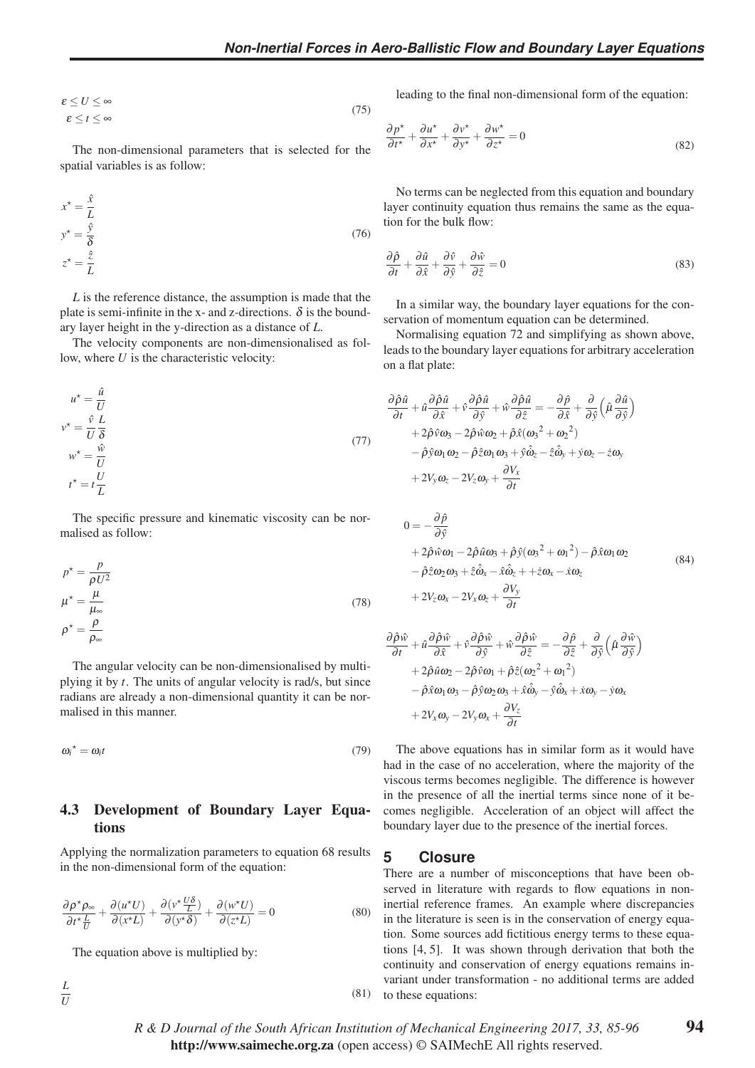$$
\begin{aligned}
\varepsilon \leq U \leq \infty \\
\varepsilon \leq t \leq \infty
\end{aligned}
\tag{75}
$$

The non-dimensional parameters that is selected for the spatial variables is as follow:

$$
\begin{aligned}
x^{\star} &= \frac{\hat{x}}{L} \\
y^{\star} &= \frac{\hat{y}}{\delta} \\
z^{\star} &= \frac{\hat{z}}{L}
\end{aligned}
\tag{76}
$$

$L$ is the reference distance, the assumption is made that the plate is semi-infinite in the x- and z-directions. $\delta$ is the boundary layer height in the y-direction as a distance of $L$.

The velocity components are non-dimensionalised as follow, where $U$ is the characteristic velocity:

$$
\begin{aligned}
u^{\star} &= \frac{\hat{u}}{U} \\
v^{\star} &= \frac{\hat{v}}{U}\frac{L}{\delta} \\
w^{\star} &= \frac{\hat{w}}{U} \\
t^{\star} &= t\frac{U}{L}
\end{aligned}
\tag{77}
$$

The specific pressure and kinematic viscosity can be normalised as follow:

$$
\begin{aligned}
p^{\star} &= \frac{p}{\rho U^2} \\
\mu^{\star} &= \frac{\mu}{\mu_{\infty}} \\
\rho^{\star} &= \frac{\rho}{\rho_{\infty}}
\end{aligned}
\tag{78}
$$

The angular velocity can be non-dimensionalised by multiplying it by $t$. The units of angular velocity is rad/s, but since radians are already a non-dimensional quantity it can be normalised in this manner.

$$
\omega_i{}^{\star} = \omega_i t \tag{79}
$$

### 4.3 Development of Boundary Layer Equations

Applying the normalization parameters to equation 68 results in the non-dimensional form of the equation:

$$
\frac{\partial \rho^{\star}\rho_{\infty}}{\partial t^{\star}\frac{L}{U}} + \frac{\partial(u^{\star}U)}{\partial(x^{\star}L)} + \frac{\partial(v^{\star}\frac{U\delta}{L})}{\partial(y^{\star}\delta)} + \frac{\partial(w^{\star}U)}{\partial(z^{\star}L)} = 0 \tag{80}
$$

The equation above is multiplied by:

$$
\frac{L}{U} \tag{81}
$$

leading to the final non-dimensional form of the equation:

$$
\frac{\partial p^{\star}}{\partial t^{\star}} + \frac{\partial u^{\star}}{\partial x^{\star}} + \frac{\partial v^{\star}}{\partial y^{\star}} + \frac{\partial w^{\star}}{\partial z^{\star}} = 0 \tag{82}
$$

No terms can be neglected from this equation and boundary layer continuity equation thus remains the same as the equation for the bulk flow:

$$
\frac{\partial \hat{\rho}}{\partial t} + \frac{\partial \hat{u}}{\partial \hat{x}} + \frac{\partial \hat{v}}{\partial \hat{y}} + \frac{\partial \hat{w}}{\partial \hat{z}} = 0 \tag{83}
$$

In a similar way, the boundary layer equations for the conservation of momentum equation can be determined.

Normalising equation 72 and simplifying as shown above, leads to the boundary layer equations for arbitrary acceleration on a flat plate:

$$
\begin{aligned}
\frac{\partial \hat{\rho}\hat{u}}{\partial t} + \hat{u}\frac{\partial \hat{\rho}\hat{u}}{\partial \hat{x}} + \hat{v}\frac{\partial \hat{\rho}\hat{u}}{\partial \hat{y}} + \hat{w}\frac{\partial \hat{\rho}\hat{u}}{\partial \hat{z}} &= -\frac{\partial \hat{p}}{\partial \hat{x}} + \frac{\partial}{\partial \hat{y}}\left(\hat{\mu}\frac{\partial \hat{u}}{\partial \hat{y}}\right) \\
&+ 2\hat{\rho}\hat{v}\omega_3 - 2\hat{\rho}\hat{w}\omega_2 + \hat{\rho}\hat{x}({\omega_3}^2 + {\omega_2}^2) \\
&- \hat{\rho}\hat{y}\omega_1\omega_2 - \hat{\rho}\hat{z}\omega_1\omega_3 + \hat{y}\hat{\dot{\omega}}_z - \hat{z}\hat{\dot{\omega}}_y + \dot{y}\omega_z - \dot{z}\omega_y \\
&+ 2V_y\omega_z - 2V_z\omega_y + \frac{\partial V_x}{\partial t}
\end{aligned}
$$

$$
\begin{aligned}
0 = &-\frac{\partial \hat{p}}{\partial \hat{y}} \\
&+ 2\hat{\rho}\hat{w}\omega_1 - 2\hat{\rho}\hat{u}\omega_3 + \hat{\rho}\hat{y}({\omega_3}^2 + {\omega_1}^2) - \hat{\rho}\hat{x}\omega_1\omega_2 \\
&- \hat{\rho}\hat{z}\omega_2\omega_3 + \hat{z}\hat{\dot{\omega}}_x - \hat{x}\hat{\dot{\omega}}_z + +\dot{z}\omega_x - \dot{x}\omega_z \\
&+ 2V_z\omega_x - 2V_x\omega_z + \frac{\partial V_y}{\partial t}
\end{aligned}
\tag{84}
$$

$$
\begin{aligned}
\frac{\partial \hat{\rho}\hat{w}}{\partial t} + \hat{u}\frac{\partial \hat{\rho}\hat{w}}{\partial \hat{x}} + \hat{v}\frac{\partial \hat{\rho}\hat{w}}{\partial \hat{y}} + \hat{w}\frac{\partial \hat{\rho}\hat{w}}{\partial \hat{z}} &= -\frac{\partial \hat{p}}{\partial \hat{z}} + \frac{\partial}{\partial \hat{y}}\left(\hat{\mu}\frac{\partial \hat{w}}{\partial \hat{y}}\right) \\
&+ 2\hat{\rho}\hat{u}\omega_2 - 2\hat{\rho}\hat{v}\omega_1 + \hat{\rho}\hat{z}({\omega_2}^2 + {\omega_1}^2) \\
&- \hat{\rho}\hat{x}\omega_1\omega_3 - \hat{\rho}\hat{y}\omega_2\omega_3 + \hat{x}\hat{\dot{\omega}}_y - \hat{y}\hat{\dot{\omega}}_x + \dot{x}\omega_y - \dot{y}\omega_x \\
&+ 2V_x\omega_y - 2V_y\omega_x + \frac{\partial V_z}{\partial t}
\end{aligned}
$$

The above equations has in similar form as it would have had in the case of no acceleration, where the majority of the viscous terms becomes negligible. The difference is however in the presence of all the inertial terms since none of it becomes negligible. Acceleration of an object will affect the boundary layer due to the presence of the inertial forces.

## 5 Closure

There are a number of misconceptions that have been observed in literature with regards to flow equations in non-inertial reference frames. An example where discrepancies in the literature is seen is in the conservation of energy equation. Some sources add fictitious energy terms to these equations [4, 5]. It was shown through derivation that both the continuity and conservation of energy equations remains invariant under transformation - no additional terms are added to these equations: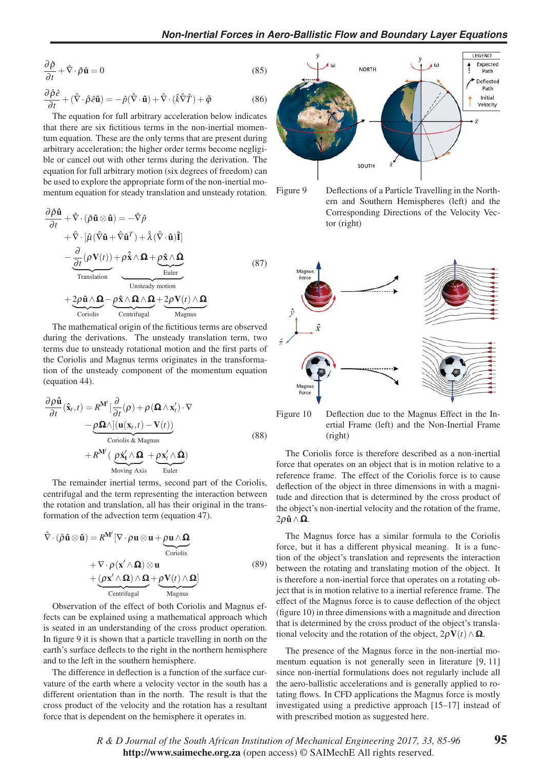$$\frac{\partial \hat{\rho}}{\partial t} + \hat{\nabla} \cdot \hat{\rho}\hat{\mathbf{u}} = 0 \tag{85}$$

$$\frac{\partial \hat{\rho}\hat{e}}{\partial t} + (\hat{\nabla} \cdot \hat{\rho}\hat{e}\hat{\mathbf{u}}) = -\hat{p}(\hat{\nabla} \cdot \hat{\mathbf{u}}) + \hat{\nabla} \cdot (\hat{\kappa}\hat{\nabla}\hat{T}) + \hat{\varphi} \tag{86}$$

The equation for full arbitrary acceleration below indicates that there are six fictitious terms in the non-inertial momentum equation. These are the only terms that are present during arbitrary acceleration; the higher order terms become negligible or cancel out with other terms during the derivation. The equation for full arbitrary motion (six degrees of freedom) can be used to explore the appropriate form of the non-inertial momentum equation for steady translation and unsteady rotation.

$$\begin{aligned}
\frac{\partial \hat{\rho}\hat{\mathbf{u}}}{\partial t} &+ \hat{\nabla} \cdot (\hat{\rho}\hat{\mathbf{u}} \otimes \hat{\mathbf{u}}) = -\hat{\nabla}\hat{p} \\
&+ \hat{\nabla} \cdot [\hat{\mu}(\hat{\nabla}\hat{\mathbf{u}} + \hat{\nabla}\hat{\mathbf{u}}^T) + \hat{\lambda}(\hat{\nabla} \cdot \hat{\mathbf{u}})\hat{\mathbf{I}}] \\
&- \underbrace{\frac{\partial}{\partial t}(\rho \mathbf{V}(t))}_{\text{Translation}} + \underbrace{\rho\hat{\mathbf{x}} \wedge \mathbf{\Omega} + \underbrace{\rho\hat{\mathbf{x}} \wedge \dot{\mathbf{\Omega}}}_{\text{Euler}}}_{\text{Unsteady motion}} \\
&+ \underbrace{2\rho\hat{\mathbf{u}} \wedge \mathbf{\Omega}}_{\text{Coriolis}} - \underbrace{\rho\hat{\mathbf{x}} \wedge \mathbf{\Omega} \wedge \mathbf{\Omega}}_{\text{Centrifugal}} + \underbrace{2\rho\mathbf{V}(t) \wedge \mathbf{\Omega}}_{\text{Magnus}}
\end{aligned} \tag{87}$$

The mathematical origin of the fictitious terms are observed during the derivations. The unsteady translation term, two terms due to unsteady rotational motion and the first parts of the Coriolis and Magnus terms originates in the transformation of the unsteady component of the momentum equation (equation 44).

$$\begin{aligned}
\frac{\partial \hat{\rho}\hat{\mathbf{u}}}{\partial t}(\hat{\mathbf{x}}_t, t) &= R^{\mathbf{M}^t}[\frac{\partial}{\partial t}(\rho) + \rho(\mathbf{\Omega} \wedge \mathbf{x}'_t) \cdot \nabla \\
&- \underbrace{\rho\mathbf{\Omega} \wedge](\mathbf{u}(\mathbf{x}_t, t) - \mathbf{V}(t))}_{\text{Coriolis \& Magnus}} \\
&+ R^{\mathbf{M}^t}(\underbrace{\rho\dot{\mathbf{x}}'_t \wedge \mathbf{\Omega}}_{\text{Moving Axis}} + \underbrace{\rho\mathbf{x}'_t \wedge \dot{\mathbf{\Omega}}}_{\text{Euler}})
\end{aligned} \tag{88}$$

The remainder inertial terms, second part of the Coriolis, centrifugal and the term representing the interaction between the rotation and translation, all has their original in the transformation of the advection term (equation 47).

$$\begin{aligned}
\hat{\nabla} \cdot (\hat{\rho}\hat{\mathbf{u}} \otimes \hat{\mathbf{u}}) &= R^{\mathbf{M}^t}[\nabla \cdot \rho\mathbf{u} \otimes \mathbf{u} + \underbrace{\rho\mathbf{u} \wedge \mathbf{\Omega}}_{\text{Coriolis}} \\
&+ \nabla \cdot \rho(\mathbf{x}' \wedge \mathbf{\Omega}) \otimes \mathbf{u} \\
&+ \underbrace{(\rho\mathbf{x}' \wedge \mathbf{\Omega}) \wedge \mathbf{\Omega}}_{\text{Centrifugal}} + \underbrace{\rho\mathbf{V}(t) \wedge \mathbf{\Omega}}_{\text{Magnus}}]
\end{aligned} \tag{89}$$

Observation of the effect of both Coriolis and Magnus effects can be explained using a mathematical approach which is seated in an understanding of the cross product operation. In figure 9 it is shown that a particle travelling in north on the earth's surface deflects to the right in the northern hemisphere and to the left in the southern hemisphere.

The difference in deflection is a function of the surface curvature of the earth where a velocity vector in the south has a different orientation than in the north. The result is that the cross product of the velocity and the rotation has a resultant force that is dependent on the hemisphere it operates in.

Figure 9 Deflections of a Particle Travelling in the Northern and Southern Hemispheres (left) and the Corresponding Directions of the Velocity Vector (right)

Figure 10 Deflection due to the Magnus Effect in the Inertial Frame (left) and the Non-Inertial Frame (right)

The Coriolis force is therefore described as a non-inertial force that operates on an object that is in motion relative to a reference frame. The effect of the Coriolis force is to cause deflection of the object in three dimensions in with a magnitude and direction that is determined by the cross product of the object's non-inertial velocity and the rotation of the frame, $2\rho\hat{\mathbf{u}} \wedge \mathbf{\Omega}$.

The Magnus force has a similar formula to the Coriolis force, but it has a different physical meaning. It is a function of the object's translation and represents the interaction between the rotating and translating motion of the object. It is therefore a non-inertial force that operates on a rotating object that is in motion relative to a inertial reference frame. The effect of the Magnus force is to cause deflection of the object (figure 10) in three dimensions with a magnitude and direction that is determined by the cross product of the object's translational velocity and the rotation of the object, $2\rho\mathbf{V}(t) \wedge \mathbf{\Omega}$.

The presence of the Magnus force in the non-inertial momentum equation is not generally seen in literature [9, 11] since non-inertial formulations does not regularly include all the aero-ballistic accelerations and is generally applied to rotating flows. In CFD applications the Magnus force is mostly investigated using a predictive approach [15–17] instead of with prescribed motion as suggested here.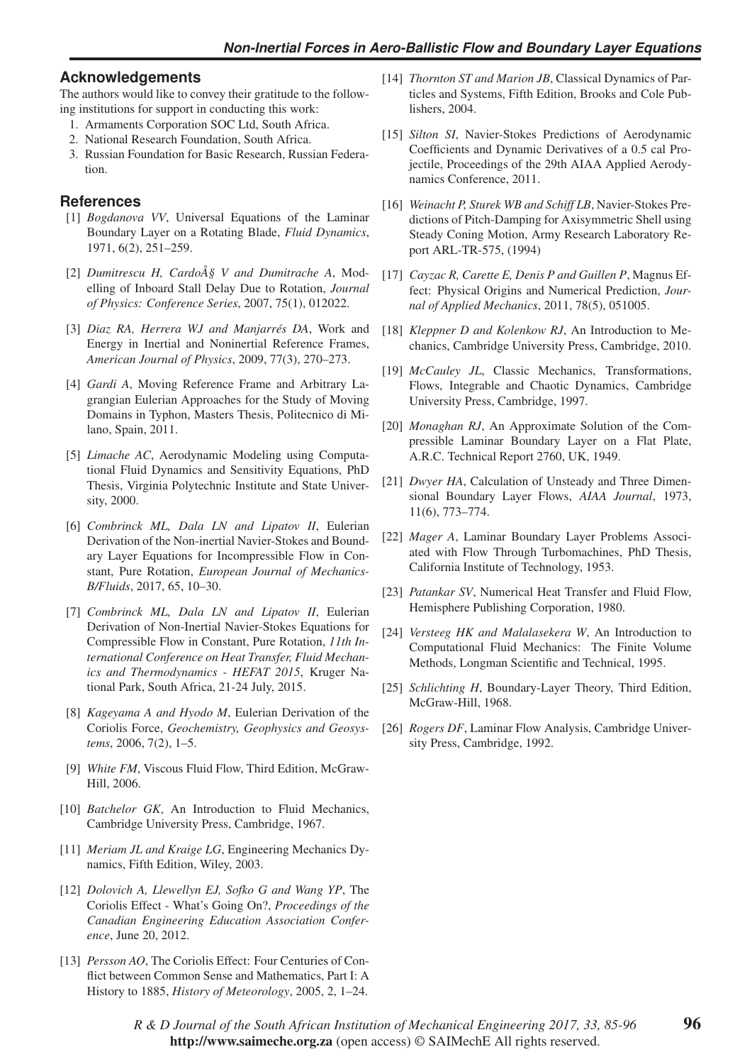## Acknowledgements

The authors would like to convey their gratitude to the following institutions for support in conducting this work:

1. Armaments Corporation SOC Ltd, South Africa.
2. National Research Foundation, South Africa.
3. Russian Foundation for Basic Research, Russian Federation.

## References

[1] *Bogdanova VV*, Universal Equations of the Laminar Boundary Layer on a Rotating Blade, *Fluid Dynamics*, 1971, 6(2), 251–259.

[2] *Dumitrescu H, CardoÅ§ V and Dumitrache A*, Modelling of Inboard Stall Delay Due to Rotation, *Journal of Physics: Conference Series*, 2007, 75(1), 012022.

[3] *Diaz RA, Herrera WJ and Manjarrés DA*, Work and Energy in Inertial and Noninertial Reference Frames, *American Journal of Physics*, 2009, 77(3), 270–273.

[4] *Gardi A*, Moving Reference Frame and Arbitrary Lagrangian Eulerian Approaches for the Study of Moving Domains in Typhon, Masters Thesis, Politecnico di Milano, Spain, 2011.

[5] *Limache AC*, Aerodynamic Modeling using Computational Fluid Dynamics and Sensitivity Equations, PhD Thesis, Virginia Polytechnic Institute and State University, 2000.

[6] *Combrinck ML, Dala LN and Lipatov II*, Eulerian Derivation of the Non-inertial Navier-Stokes and Boundary Layer Equations for Incompressible Flow in Constant, Pure Rotation, *European Journal of Mechanics-B/Fluids*, 2017, 65, 10–30.

[7] *Combrinck ML, Dala LN and Lipatov II*, Eulerian Derivation of Non-Inertial Navier-Stokes Equations for Compressible Flow in Constant, Pure Rotation, *11th International Conference on Heat Transfer, Fluid Mechanics and Thermodynamics - HEFAT 2015*, Kruger National Park, South Africa, 21-24 July, 2015.

[8] *Kageyama A and Hyodo M*, Eulerian Derivation of the Coriolis Force, *Geochemistry, Geophysics and Geosystems*, 2006, 7(2), 1–5.

[9] *White FM*, Viscous Fluid Flow, Third Edition, McGraw-Hill, 2006.

[10] *Batchelor GK*, An Introduction to Fluid Mechanics, Cambridge University Press, Cambridge, 1967.

[11] *Meriam JL and Kraige LG*, Engineering Mechanics Dynamics, Fifth Edition, Wiley, 2003.

[12] *Dolovich A, Llewellyn EJ, Sofko G and Wang YP*, The Coriolis Effect - What's Going On?, *Proceedings of the Canadian Engineering Education Association Conference*, June 20, 2012.

[13] *Persson AO*, The Coriolis Effect: Four Centuries of Conflict between Common Sense and Mathematics, Part I: A History to 1885, *History of Meteorology*, 2005, 2, 1–24.

[14] *Thornton ST and Marion JB*, Classical Dynamics of Particles and Systems, Fifth Edition, Brooks and Cole Publishers, 2004.

[15] *Silton SI*, Navier-Stokes Predictions of Aerodynamic Coefficients and Dynamic Derivatives of a 0.5 cal Projectile, Proceedings of the 29th AIAA Applied Aerodynamics Conference, 2011.

[16] *Weinacht P, Sturek WB and Schiff LB*, Navier-Stokes Predictions of Pitch-Damping for Axisymmetric Shell using Steady Coning Motion, Army Research Laboratory Report ARL-TR-575, (1994)

[17] *Cayzac R, Carette E, Denis P and Guillen P*, Magnus Effect: Physical Origins and Numerical Prediction, *Journal of Applied Mechanics*, 2011, 78(5), 051005.

[18] *Kleppner D and Kolenkow RJ*, An Introduction to Mechanics, Cambridge University Press, Cambridge, 2010.

[19] *McCauley JL*, Classic Mechanics, Transformations, Flows, Integrable and Chaotic Dynamics, Cambridge University Press, Cambridge, 1997.

[20] *Monaghan RJ*, An Approximate Solution of the Compressible Laminar Boundary Layer on a Flat Plate, A.R.C. Technical Report 2760, UK, 1949.

[21] *Dwyer HA*, Calculation of Unsteady and Three Dimensional Boundary Layer Flows, *AIAA Journal*, 1973, 11(6), 773–774.

[22] *Mager A*, Laminar Boundary Layer Problems Associated with Flow Through Turbomachines, PhD Thesis, California Institute of Technology, 1953.

[23] *Patankar SV*, Numerical Heat Transfer and Fluid Flow, Hemisphere Publishing Corporation, 1980.

[24] *Versteeg HK and Malalasekera W*, An Introduction to Computational Fluid Mechanics: The Finite Volume Methods, Longman Scientific and Technical, 1995.

[25] *Schlichting H*, Boundary-Layer Theory, Third Edition, McGraw-Hill, 1968.

[26] *Rogers DF*, Laminar Flow Analysis, Cambridge University Press, Cambridge, 1992.